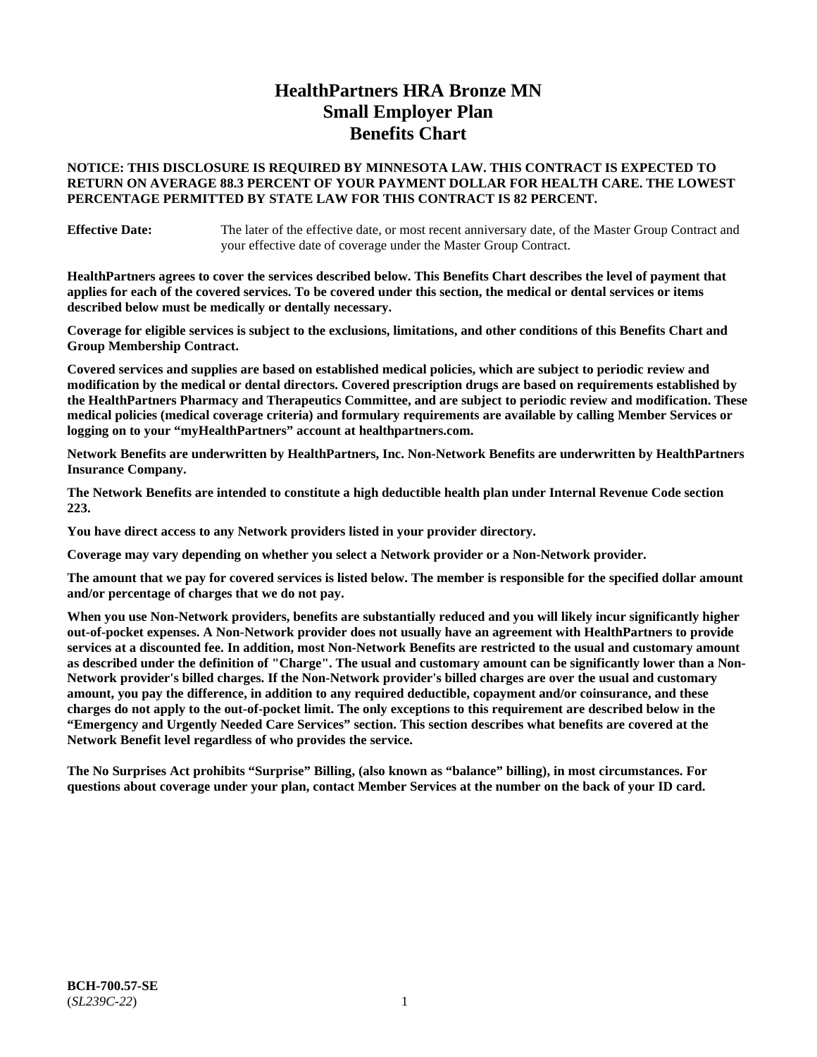# HealthPartners HRA Bronze MN
# Small Employer Plan
# Benefits Chart

**NOTICE: THIS DISCLOSURE IS REQUIRED BY MINNESOTA LAW. THIS CONTRACT IS EXPECTED TO RETURN ON AVERAGE 88.3 PERCENT OF YOUR PAYMENT DOLLAR FOR HEALTH CARE. THE LOWEST PERCENTAGE PERMITTED BY STATE LAW FOR THIS CONTRACT IS 82 PERCENT.**

**Effective Date:** The later of the effective date, or most recent anniversary date, of the Master Group Contract and your effective date of coverage under the Master Group Contract.

**HealthPartners agrees to cover the services described below. This Benefits Chart describes the level of payment that applies for each of the covered services. To be covered under this section, the medical or dental services or items described below must be medically or dentally necessary.**

**Coverage for eligible services is subject to the exclusions, limitations, and other conditions of this Benefits Chart and Group Membership Contract.**

**Covered services and supplies are based on established medical policies, which are subject to periodic review and modification by the medical or dental directors. Covered prescription drugs are based on requirements established by the HealthPartners Pharmacy and Therapeutics Committee, and are subject to periodic review and modification. These medical policies (medical coverage criteria) and formulary requirements are available by calling Member Services or logging on to your "myHealthPartners" account at healthpartners.com.**

**Network Benefits are underwritten by HealthPartners, Inc. Non-Network Benefits are underwritten by HealthPartners Insurance Company.**

**The Network Benefits are intended to constitute a high deductible health plan under Internal Revenue Code section 223.**

**You have direct access to any Network providers listed in your provider directory.**

**Coverage may vary depending on whether you select a Network provider or a Non-Network provider.**

**The amount that we pay for covered services is listed below. The member is responsible for the specified dollar amount and/or percentage of charges that we do not pay.**

**When you use Non-Network providers, benefits are substantially reduced and you will likely incur significantly higher out-of-pocket expenses. A Non-Network provider does not usually have an agreement with HealthPartners to provide services at a discounted fee. In addition, most Non-Network Benefits are restricted to the usual and customary amount as described under the definition of "Charge". The usual and customary amount can be significantly lower than a Non-Network provider's billed charges. If the Non-Network provider's billed charges are over the usual and customary amount, you pay the difference, in addition to any required deductible, copayment and/or coinsurance, and these charges do not apply to the out-of-pocket limit. The only exceptions to this requirement are described below in the "Emergency and Urgently Needed Care Services" section. This section describes what benefits are covered at the Network Benefit level regardless of who provides the service.**

**The No Surprises Act prohibits "Surprise" Billing, (also known as "balance" billing), in most circumstances. For questions about coverage under your plan, contact Member Services at the number on the back of your ID card.**

**BCH-700.57-SE**
(*SL239C-22*)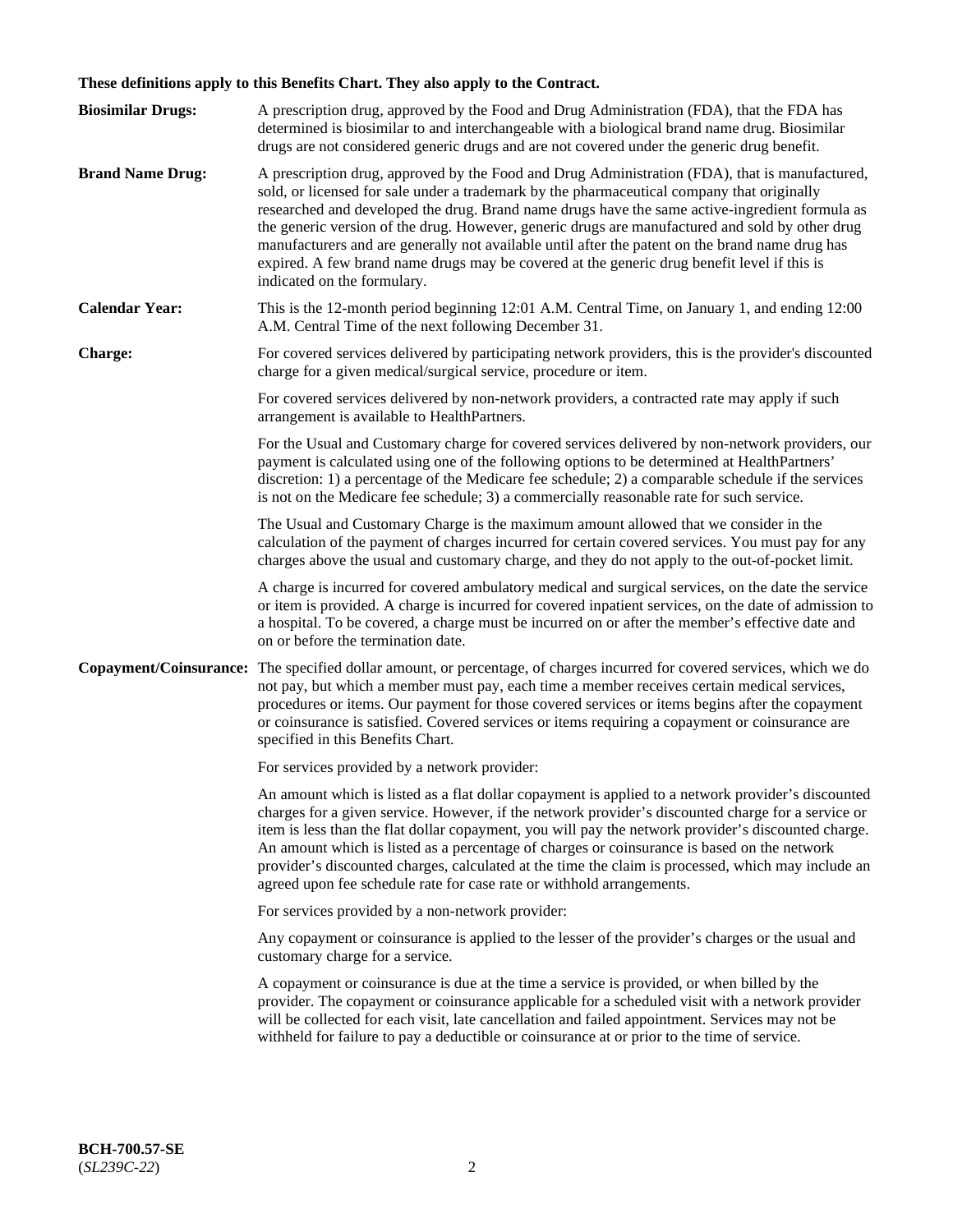**These definitions apply to this Benefits Chart. They also apply to the Contract.**

**Biosimilar Drugs:** A prescription drug, approved by the Food and Drug Administration (FDA), that the FDA has determined is biosimilar to and interchangeable with a biological brand name drug. Biosimilar drugs are not considered generic drugs and are not covered under the generic drug benefit.

**Brand Name Drug:** A prescription drug, approved by the Food and Drug Administration (FDA), that is manufactured, sold, or licensed for sale under a trademark by the pharmaceutical company that originally researched and developed the drug. Brand name drugs have the same active-ingredient formula as the generic version of the drug. However, generic drugs are manufactured and sold by other drug manufacturers and are generally not available until after the patent on the brand name drug has expired. A few brand name drugs may be covered at the generic drug benefit level if this is indicated on the formulary.

**Calendar Year:** This is the 12-month period beginning 12:01 A.M. Central Time, on January 1, and ending 12:00 A.M. Central Time of the next following December 31.

**Charge:** For covered services delivered by participating network providers, this is the provider's discounted charge for a given medical/surgical service, procedure or item.

For covered services delivered by non-network providers, a contracted rate may apply if such arrangement is available to HealthPartners.

For the Usual and Customary charge for covered services delivered by non-network providers, our payment is calculated using one of the following options to be determined at HealthPartners' discretion: 1) a percentage of the Medicare fee schedule; 2) a comparable schedule if the services is not on the Medicare fee schedule; 3) a commercially reasonable rate for such service.

The Usual and Customary Charge is the maximum amount allowed that we consider in the calculation of the payment of charges incurred for certain covered services. You must pay for any charges above the usual and customary charge, and they do not apply to the out-of-pocket limit.

A charge is incurred for covered ambulatory medical and surgical services, on the date the service or item is provided. A charge is incurred for covered inpatient services, on the date of admission to a hospital. To be covered, a charge must be incurred on or after the member's effective date and on or before the termination date.

**Copayment/Coinsurance:** The specified dollar amount, or percentage, of charges incurred for covered services, which we do not pay, but which a member must pay, each time a member receives certain medical services, procedures or items. Our payment for those covered services or items begins after the copayment or coinsurance is satisfied. Covered services or items requiring a copayment or coinsurance are specified in this Benefits Chart.

For services provided by a network provider:

An amount which is listed as a flat dollar copayment is applied to a network provider's discounted charges for a given service. However, if the network provider's discounted charge for a service or item is less than the flat dollar copayment, you will pay the network provider's discounted charge. An amount which is listed as a percentage of charges or coinsurance is based on the network provider's discounted charges, calculated at the time the claim is processed, which may include an agreed upon fee schedule rate for case rate or withhold arrangements.

For services provided by a non-network provider:

Any copayment or coinsurance is applied to the lesser of the provider's charges or the usual and customary charge for a service.

A copayment or coinsurance is due at the time a service is provided, or when billed by the provider. The copayment or coinsurance applicable for a scheduled visit with a network provider will be collected for each visit, late cancellation and failed appointment. Services may not be withheld for failure to pay a deductible or coinsurance at or prior to the time of service.

**BCH-700.57-SE**
(*SL239C-22*)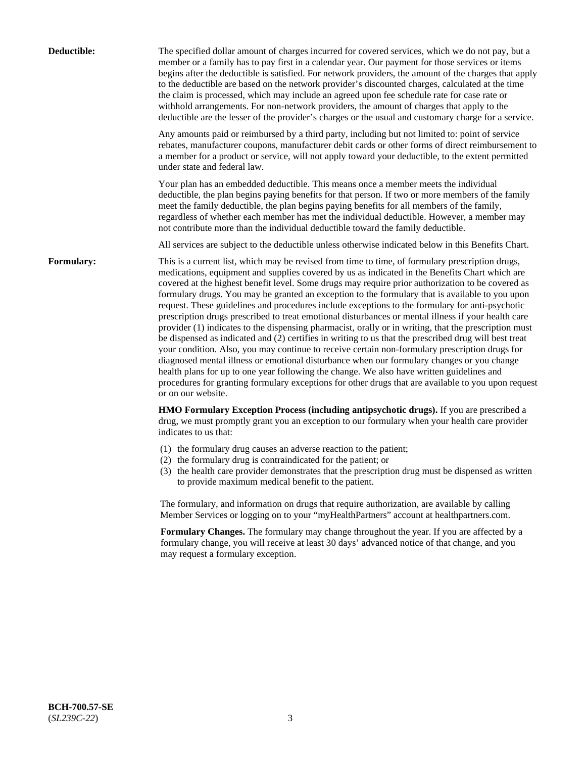**Deductible:** The specified dollar amount of charges incurred for covered services, which we do not pay, but a member or a family has to pay first in a calendar year. Our payment for those services or items begins after the deductible is satisfied. For network providers, the amount of the charges that apply to the deductible are based on the network provider's discounted charges, calculated at the time the claim is processed, which may include an agreed upon fee schedule rate for case rate or withhold arrangements. For non-network providers, the amount of charges that apply to the deductible are the lesser of the provider's charges or the usual and customary charge for a service.

Any amounts paid or reimbursed by a third party, including but not limited to: point of service rebates, manufacturer coupons, manufacturer debit cards or other forms of direct reimbursement to a member for a product or service, will not apply toward your deductible, to the extent permitted under state and federal law.

Your plan has an embedded deductible. This means once a member meets the individual deductible, the plan begins paying benefits for that person. If two or more members of the family meet the family deductible, the plan begins paying benefits for all members of the family, regardless of whether each member has met the individual deductible. However, a member may not contribute more than the individual deductible toward the family deductible.

All services are subject to the deductible unless otherwise indicated below in this Benefits Chart.

**Formulary:** This is a current list, which may be revised from time to time, of formulary prescription drugs, medications, equipment and supplies covered by us as indicated in the Benefits Chart which are covered at the highest benefit level. Some drugs may require prior authorization to be covered as formulary drugs. You may be granted an exception to the formulary that is available to you upon request. These guidelines and procedures include exceptions to the formulary for anti-psychotic prescription drugs prescribed to treat emotional disturbances or mental illness if your health care provider (1) indicates to the dispensing pharmacist, orally or in writing, that the prescription must be dispensed as indicated and (2) certifies in writing to us that the prescribed drug will best treat your condition. Also, you may continue to receive certain non-formulary prescription drugs for diagnosed mental illness or emotional disturbance when our formulary changes or you change health plans for up to one year following the change. We also have written guidelines and procedures for granting formulary exceptions for other drugs that are available to you upon request or on our website.

**HMO Formulary Exception Process (including antipsychotic drugs).** If you are prescribed a drug, we must promptly grant you an exception to our formulary when your health care provider indicates to us that:

(1) the formulary drug causes an adverse reaction to the patient;
(2) the formulary drug is contraindicated for the patient; or
(3) the health care provider demonstrates that the prescription drug must be dispensed as written to provide maximum medical benefit to the patient.

The formulary, and information on drugs that require authorization, are available by calling Member Services or logging on to your "myHealthPartners" account at healthpartners.com.

**Formulary Changes.** The formulary may change throughout the year. If you are affected by a formulary change, you will receive at least 30 days' advanced notice of that change, and you may request a formulary exception.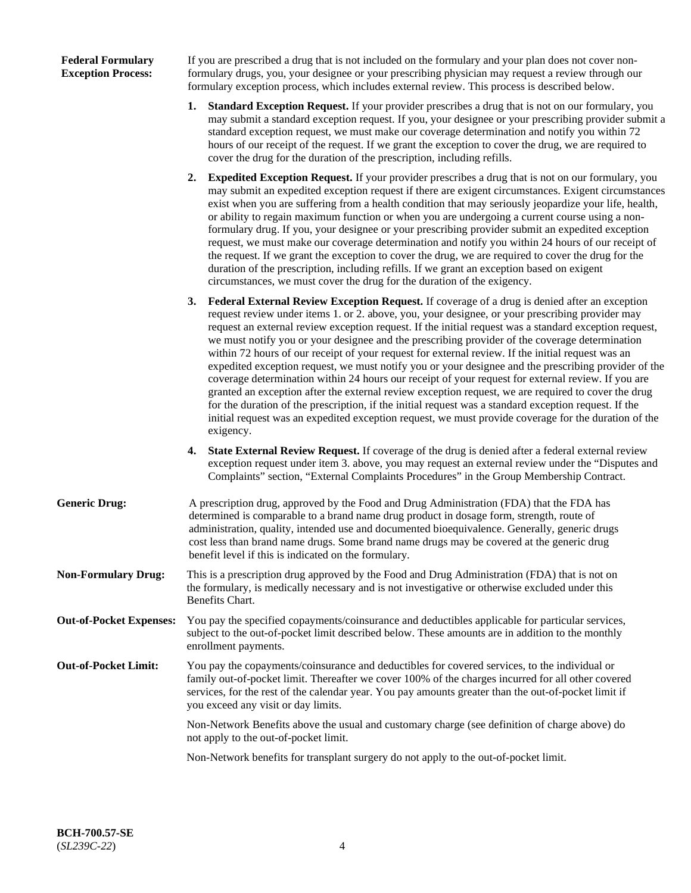**Federal Formulary Exception Process:**

If you are prescribed a drug that is not included on the formulary and your plan does not cover non-formulary drugs, you, your designee or your prescribing physician may request a review through our formulary exception process, which includes external review. This process is described below.

1. **Standard Exception Request.** If your provider prescribes a drug that is not on our formulary, you may submit a standard exception request. If you, your designee or your prescribing provider submit a standard exception request, we must make our coverage determination and notify you within 72 hours of our receipt of the request. If we grant the exception to cover the drug, we are required to cover the drug for the duration of the prescription, including refills.

2. **Expedited Exception Request.** If your provider prescribes a drug that is not on our formulary, you may submit an expedited exception request if there are exigent circumstances. Exigent circumstances exist when you are suffering from a health condition that may seriously jeopardize your life, health, or ability to regain maximum function or when you are undergoing a current course using a non-formulary drug. If you, your designee or your prescribing provider submit an expedited exception request, we must make our coverage determination and notify you within 24 hours of our receipt of the request. If we grant the exception to cover the drug, we are required to cover the drug for the duration of the prescription, including refills. If we grant an exception based on exigent circumstances, we must cover the drug for the duration of the exigency.

3. **Federal External Review Exception Request.** If coverage of a drug is denied after an exception request review under items 1. or 2. above, you, your designee, or your prescribing provider may request an external review exception request. If the initial request was a standard exception request, we must notify you or your designee and the prescribing provider of the coverage determination within 72 hours of our receipt of your request for external review. If the initial request was an expedited exception request, we must notify you or your designee and the prescribing provider of the coverage determination within 24 hours our receipt of your request for external review. If you are granted an exception after the external review exception request, we are required to cover the drug for the duration of the prescription, if the initial request was a standard exception request. If the initial request was an expedited exception request, we must provide coverage for the duration of the exigency.

4. **State External Review Request.** If coverage of the drug is denied after a federal external review exception request under item 3. above, you may request an external review under the "Disputes and Complaints" section, "External Complaints Procedures" in the Group Membership Contract.

**Generic Drug:**

A prescription drug, approved by the Food and Drug Administration (FDA) that the FDA has determined is comparable to a brand name drug product in dosage form, strength, route of administration, quality, intended use and documented bioequivalence. Generally, generic drugs cost less than brand name drugs. Some brand name drugs may be covered at the generic drug benefit level if this is indicated on the formulary.

**Non-Formulary Drug:**

This is a prescription drug approved by the Food and Drug Administration (FDA) that is not on the formulary, is medically necessary and is not investigative or otherwise excluded under this Benefits Chart.

**Out-of-Pocket Expenses:**

You pay the specified copayments/coinsurance and deductibles applicable for particular services, subject to the out-of-pocket limit described below. These amounts are in addition to the monthly enrollment payments.

**Out-of-Pocket Limit:**

You pay the copayments/coinsurance and deductibles for covered services, to the individual or family out-of-pocket limit. Thereafter we cover 100% of the charges incurred for all other covered services, for the rest of the calendar year. You pay amounts greater than the out-of-pocket limit if you exceed any visit or day limits.

Non-Network Benefits above the usual and customary charge (see definition of charge above) do not apply to the out-of-pocket limit.

Non-Network benefits for transplant surgery do not apply to the out-of-pocket limit.

**BCH-700.57-SE**
(*SL239C-22*)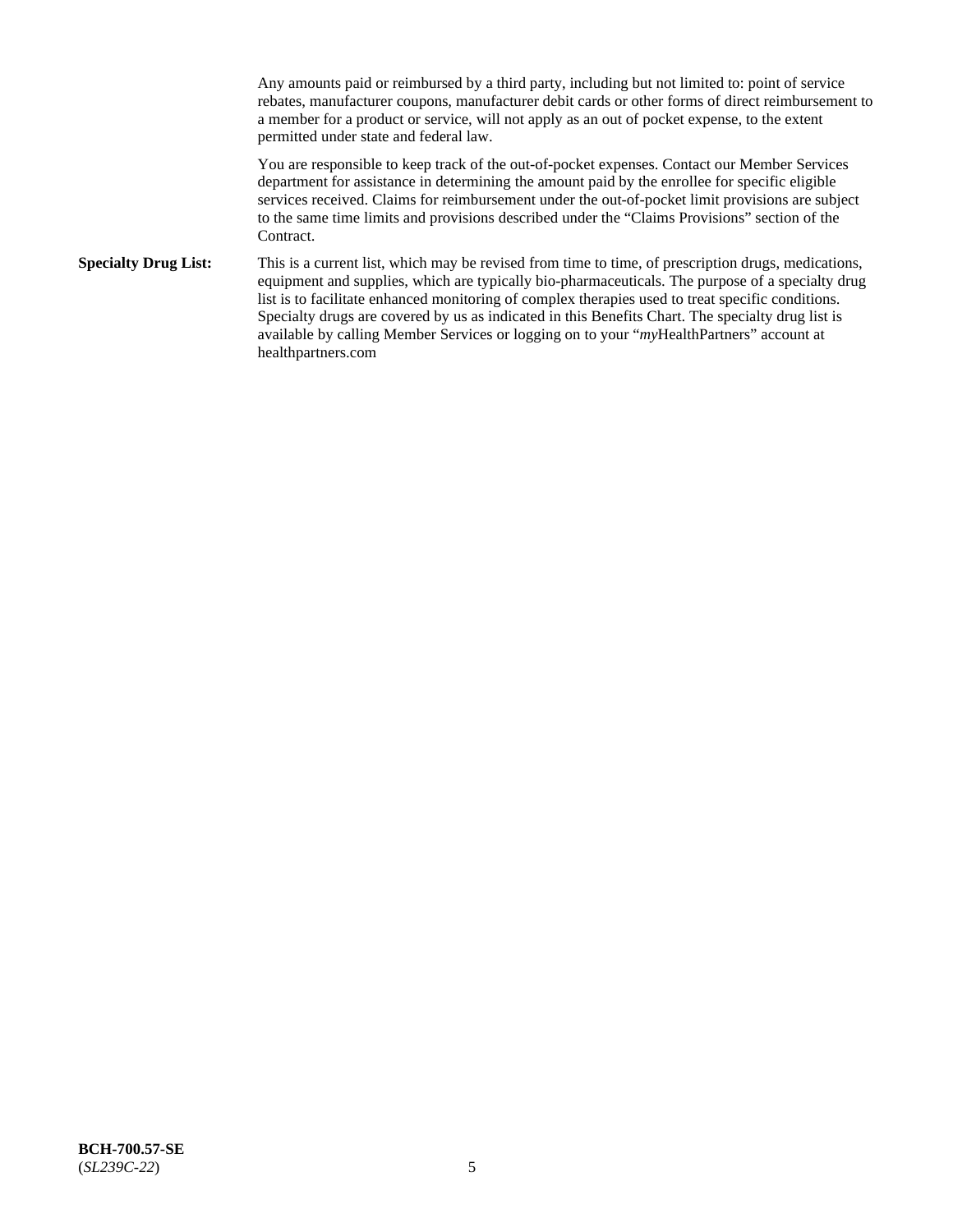Any amounts paid or reimbursed by a third party, including but not limited to: point of service rebates, manufacturer coupons, manufacturer debit cards or other forms of direct reimbursement to a member for a product or service, will not apply as an out of pocket expense, to the extent permitted under state and federal law.

You are responsible to keep track of the out-of-pocket expenses. Contact our Member Services department for assistance in determining the amount paid by the enrollee for specific eligible services received. Claims for reimbursement under the out-of-pocket limit provisions are subject to the same time limits and provisions described under the "Claims Provisions" section of the Contract.

**Specialty Drug List:** This is a current list, which may be revised from time to time, of prescription drugs, medications, equipment and supplies, which are typically bio-pharmaceuticals. The purpose of a specialty drug list is to facilitate enhanced monitoring of complex therapies used to treat specific conditions. Specialty drugs are covered by us as indicated in this Benefits Chart. The specialty drug list is available by calling Member Services or logging on to your "*my*HealthPartners" account at healthpartners.com

**BCH-700.57-SE**
(*SL239C-22*)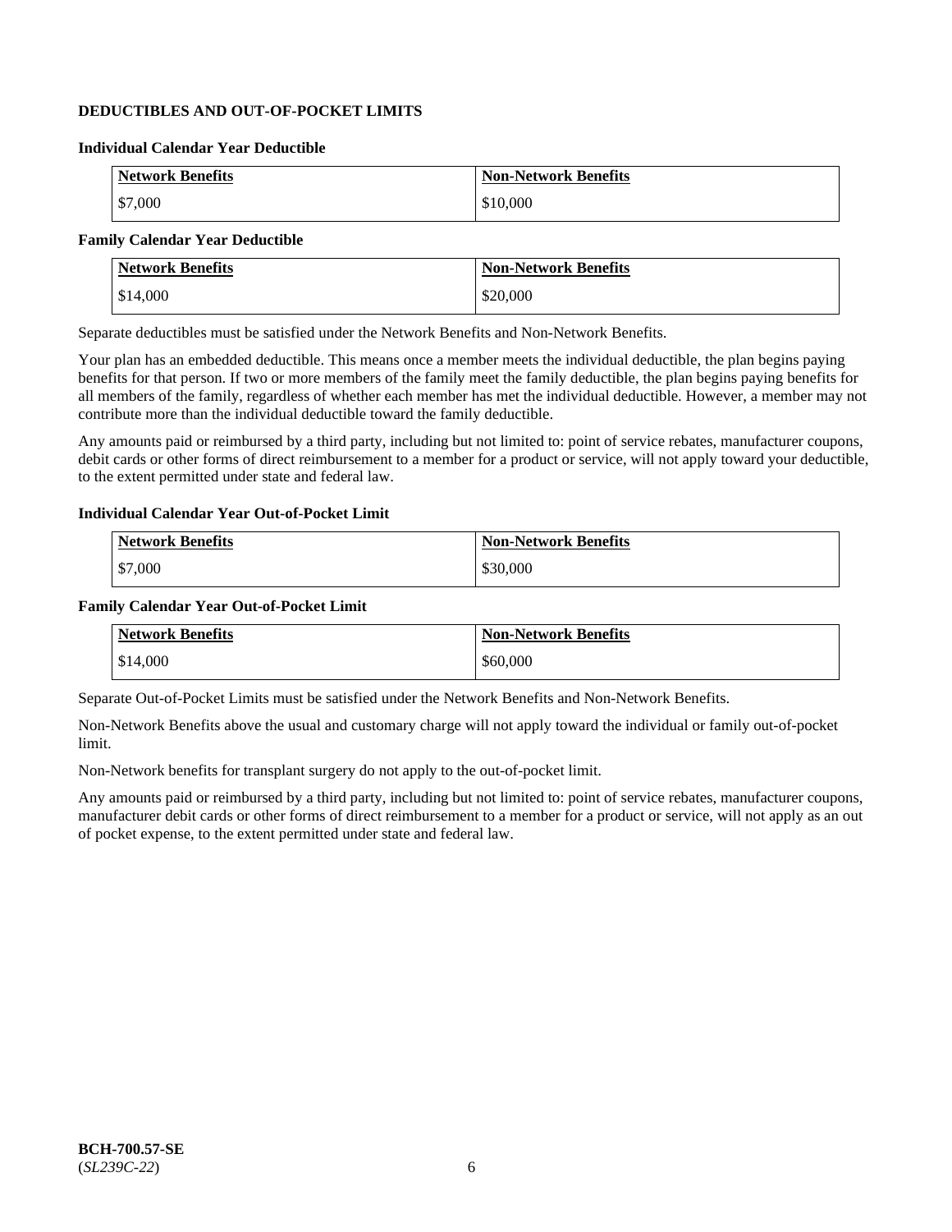## DEDUCTIBLES AND OUT-OF-POCKET LIMITS

### Individual Calendar Year Deductible

| Network Benefits | Non-Network Benefits |
|---|---|
| $7,000 | $10,000 |

### Family Calendar Year Deductible

| Network Benefits | Non-Network Benefits |
|---|---|
| $14,000 | $20,000 |

Separate deductibles must be satisfied under the Network Benefits and Non-Network Benefits.

Your plan has an embedded deductible. This means once a member meets the individual deductible, the plan begins paying benefits for that person. If two or more members of the family meet the family deductible, the plan begins paying benefits for all members of the family, regardless of whether each member has met the individual deductible. However, a member may not contribute more than the individual deductible toward the family deductible.

Any amounts paid or reimbursed by a third party, including but not limited to: point of service rebates, manufacturer coupons, debit cards or other forms of direct reimbursement to a member for a product or service, will not apply toward your deductible, to the extent permitted under state and federal law.

### Individual Calendar Year Out-of-Pocket Limit

| Network Benefits | Non-Network Benefits |
|---|---|
| $7,000 | $30,000 |

### Family Calendar Year Out-of-Pocket Limit

| Network Benefits | Non-Network Benefits |
|---|---|
| $14,000 | $60,000 |

Separate Out-of-Pocket Limits must be satisfied under the Network Benefits and Non-Network Benefits.

Non-Network Benefits above the usual and customary charge will not apply toward the individual or family out-of-pocket limit.

Non-Network benefits for transplant surgery do not apply to the out-of-pocket limit.

Any amounts paid or reimbursed by a third party, including but not limited to: point of service rebates, manufacturer coupons, manufacturer debit cards or other forms of direct reimbursement to a member for a product or service, will not apply as an out of pocket expense, to the extent permitted under state and federal law.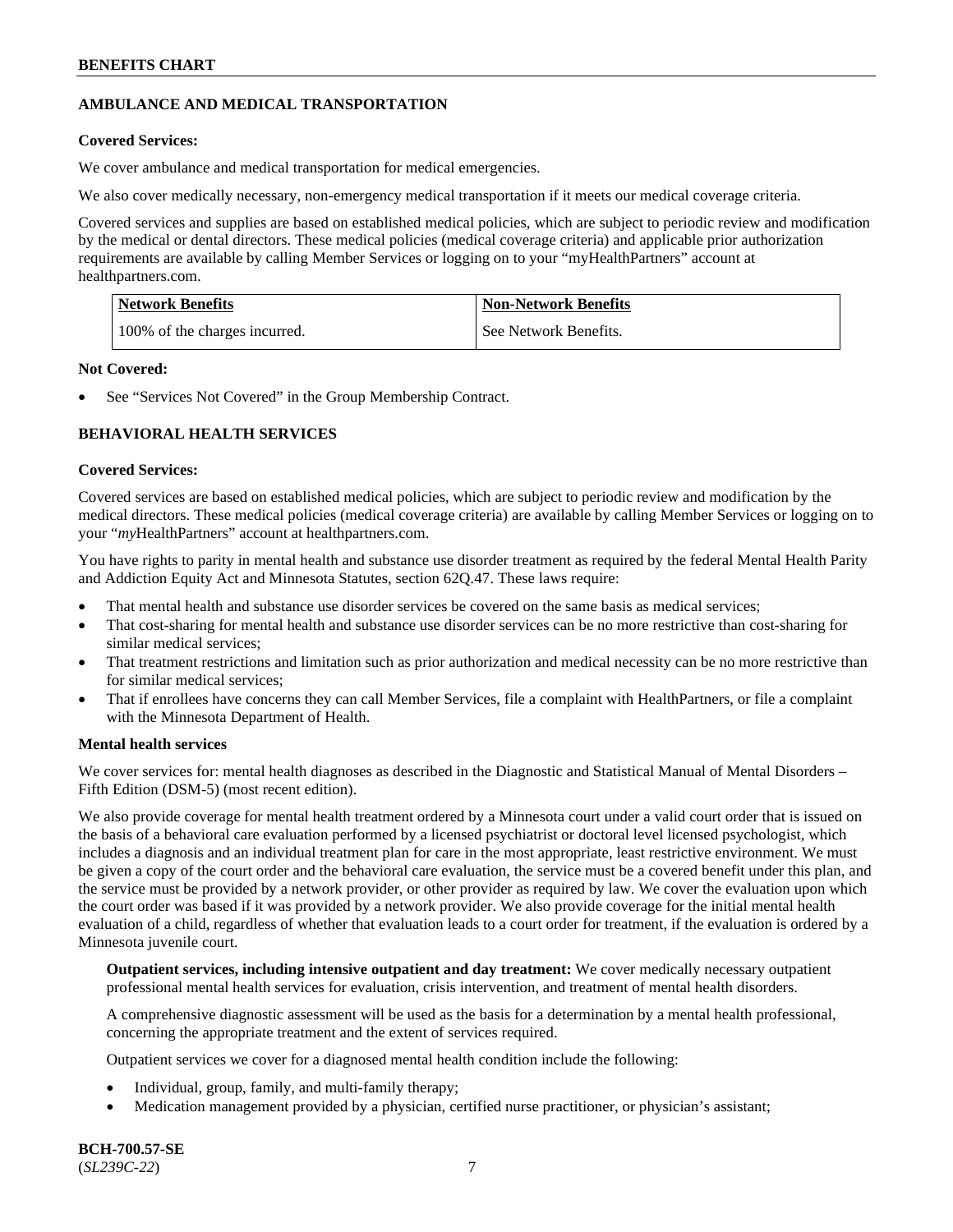## AMBULANCE AND MEDICAL TRANSPORTATION

**Covered Services:**

We cover ambulance and medical transportation for medical emergencies.

We also cover medically necessary, non-emergency medical transportation if it meets our medical coverage criteria.

Covered services and supplies are based on established medical policies, which are subject to periodic review and modification by the medical or dental directors. These medical policies (medical coverage criteria) and applicable prior authorization requirements are available by calling Member Services or logging on to your "myHealthPartners" account at healthpartners.com.

| Network Benefits | Non-Network Benefits |
|---|---|
| 100% of the charges incurred. | See Network Benefits. |

**Not Covered:**

- See "Services Not Covered" in the Group Membership Contract.

## BEHAVIORAL HEALTH SERVICES

**Covered Services:**

Covered services are based on established medical policies, which are subject to periodic review and modification by the medical directors. These medical policies (medical coverage criteria) are available by calling Member Services or logging on to your "*my*HealthPartners" account at healthpartners.com.

You have rights to parity in mental health and substance use disorder treatment as required by the federal Mental Health Parity and Addiction Equity Act and Minnesota Statutes, section 62Q.47. These laws require:

- That mental health and substance use disorder services be covered on the same basis as medical services;
- That cost-sharing for mental health and substance use disorder services can be no more restrictive than cost-sharing for similar medical services;
- That treatment restrictions and limitation such as prior authorization and medical necessity can be no more restrictive than for similar medical services;
- That if enrollees have concerns they can call Member Services, file a complaint with HealthPartners, or file a complaint with the Minnesota Department of Health.

**Mental health services**

We cover services for: mental health diagnoses as described in the Diagnostic and Statistical Manual of Mental Disorders – Fifth Edition (DSM-5) (most recent edition).

We also provide coverage for mental health treatment ordered by a Minnesota court under a valid court order that is issued on the basis of a behavioral care evaluation performed by a licensed psychiatrist or doctoral level licensed psychologist, which includes a diagnosis and an individual treatment plan for care in the most appropriate, least restrictive environment. We must be given a copy of the court order and the behavioral care evaluation, the service must be a covered benefit under this plan, and the service must be provided by a network provider, or other provider as required by law. We cover the evaluation upon which the court order was based if it was provided by a network provider. We also provide coverage for the initial mental health evaluation of a child, regardless of whether that evaluation leads to a court order for treatment, if the evaluation is ordered by a Minnesota juvenile court.

**Outpatient services, including intensive outpatient and day treatment:** We cover medically necessary outpatient professional mental health services for evaluation, crisis intervention, and treatment of mental health disorders.

A comprehensive diagnostic assessment will be used as the basis for a determination by a mental health professional, concerning the appropriate treatment and the extent of services required.

Outpatient services we cover for a diagnosed mental health condition include the following:

- Individual, group, family, and multi-family therapy;
- Medication management provided by a physician, certified nurse practitioner, or physician's assistant;

BCH-700.57-SE
(*SL239C-22*)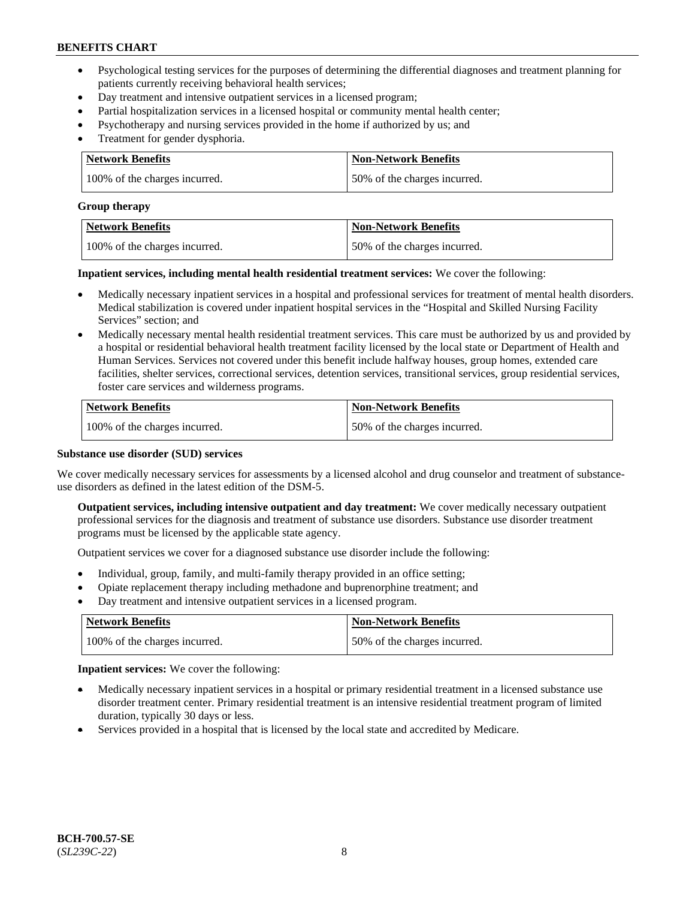- Psychological testing services for the purposes of determining the differential diagnoses and treatment planning for patients currently receiving behavioral health services;
- Day treatment and intensive outpatient services in a licensed program;
- Partial hospitalization services in a licensed hospital or community mental health center;
- Psychotherapy and nursing services provided in the home if authorized by us; and
- Treatment for gender dysphoria.

| Network Benefits | Non-Network Benefits |
|---|---|
| 100% of the charges incurred. | 50% of the charges incurred. |

**Group therapy**

| Network Benefits | Non-Network Benefits |
|---|---|
| 100% of the charges incurred. | 50% of the charges incurred. |

**Inpatient services, including mental health residential treatment services:** We cover the following:

- Medically necessary inpatient services in a hospital and professional services for treatment of mental health disorders. Medical stabilization is covered under inpatient hospital services in the "Hospital and Skilled Nursing Facility Services" section; and
- Medically necessary mental health residential treatment services. This care must be authorized by us and provided by a hospital or residential behavioral health treatment facility licensed by the local state or Department of Health and Human Services. Services not covered under this benefit include halfway houses, group homes, extended care facilities, shelter services, correctional services, detention services, transitional services, group residential services, foster care services and wilderness programs.

| Network Benefits | Non-Network Benefits |
|---|---|
| 100% of the charges incurred. | 50% of the charges incurred. |

**Substance use disorder (SUD) services**

We cover medically necessary services for assessments by a licensed alcohol and drug counselor and treatment of substance-use disorders as defined in the latest edition of the DSM-5.

**Outpatient services, including intensive outpatient and day treatment:** We cover medically necessary outpatient professional services for the diagnosis and treatment of substance use disorders. Substance use disorder treatment programs must be licensed by the applicable state agency.

Outpatient services we cover for a diagnosed substance use disorder include the following:

- Individual, group, family, and multi-family therapy provided in an office setting;
- Opiate replacement therapy including methadone and buprenorphine treatment; and
- Day treatment and intensive outpatient services in a licensed program.

| Network Benefits | Non-Network Benefits |
|---|---|
| 100% of the charges incurred. | 50% of the charges incurred. |

**Inpatient services:** We cover the following:

- Medically necessary inpatient services in a hospital or primary residential treatment in a licensed substance use disorder treatment center. Primary residential treatment is an intensive residential treatment program of limited duration, typically 30 days or less.
- Services provided in a hospital that is licensed by the local state and accredited by Medicare.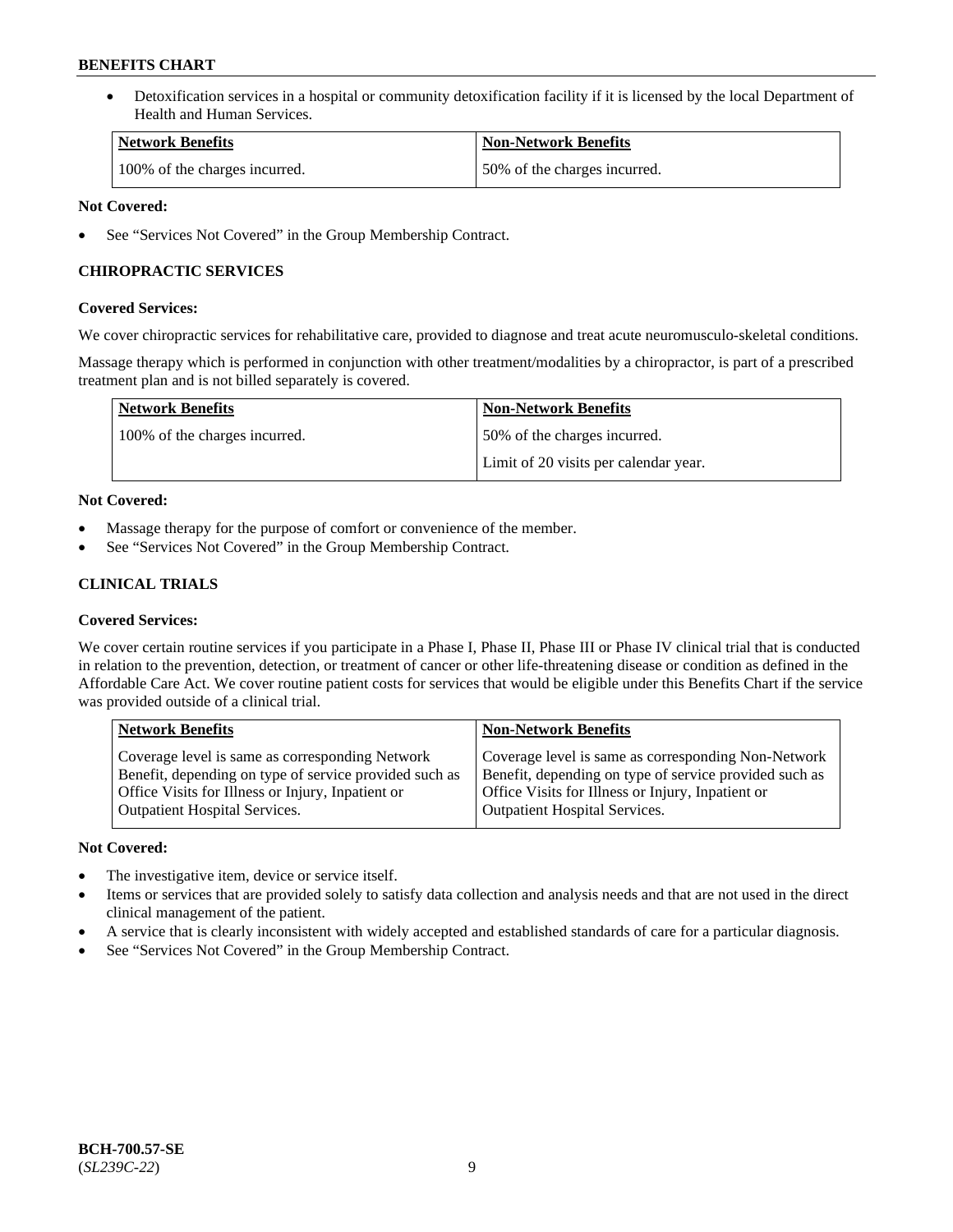- Detoxification services in a hospital or community detoxification facility if it is licensed by the local Department of Health and Human Services.

| Network Benefits | Non-Network Benefits |
| --- | --- |
| 100% of the charges incurred. | 50% of the charges incurred. |

**Not Covered:**

- See "Services Not Covered" in the Group Membership Contract.

### CHIROPRACTIC SERVICES

**Covered Services:**

We cover chiropractic services for rehabilitative care, provided to diagnose and treat acute neuromusculo-skeletal conditions.

Massage therapy which is performed in conjunction with other treatment/modalities by a chiropractor, is part of a prescribed treatment plan and is not billed separately is covered.

| Network Benefits | Non-Network Benefits |
| --- | --- |
| 100% of the charges incurred. | 50% of the charges incurred.<br>Limit of 20 visits per calendar year. |

**Not Covered:**

- Massage therapy for the purpose of comfort or convenience of the member.
- See "Services Not Covered" in the Group Membership Contract.

### CLINICAL TRIALS

**Covered Services:**

We cover certain routine services if you participate in a Phase I, Phase II, Phase III or Phase IV clinical trial that is conducted in relation to the prevention, detection, or treatment of cancer or other life-threatening disease or condition as defined in the Affordable Care Act. We cover routine patient costs for services that would be eligible under this Benefits Chart if the service was provided outside of a clinical trial.

| Network Benefits | Non-Network Benefits |
| --- | --- |
| Coverage level is same as corresponding Network Benefit, depending on type of service provided such as Office Visits for Illness or Injury, Inpatient or Outpatient Hospital Services. | Coverage level is same as corresponding Non-Network Benefit, depending on type of service provided such as Office Visits for Illness or Injury, Inpatient or Outpatient Hospital Services. |

**Not Covered:**

- The investigative item, device or service itself.
- Items or services that are provided solely to satisfy data collection and analysis needs and that are not used in the direct clinical management of the patient.
- A service that is clearly inconsistent with widely accepted and established standards of care for a particular diagnosis.
- See "Services Not Covered" in the Group Membership Contract.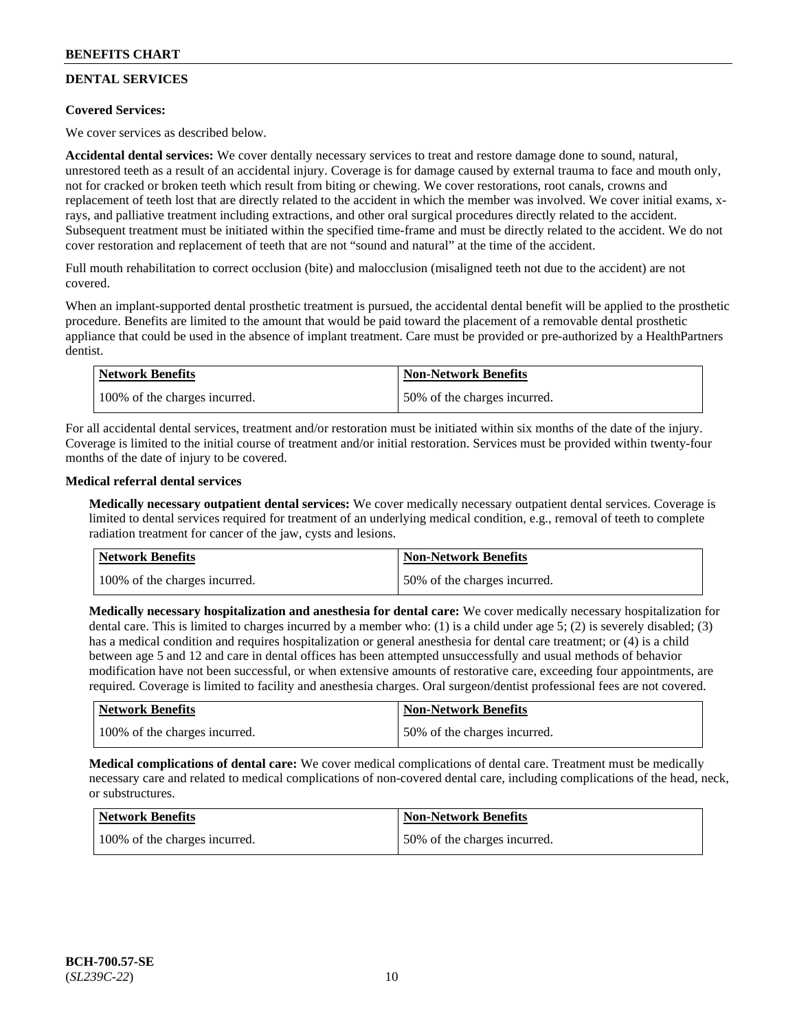## DENTAL SERVICES

**Covered Services:**

We cover services as described below.

**Accidental dental services:** We cover dentally necessary services to treat and restore damage done to sound, natural, unrestored teeth as a result of an accidental injury. Coverage is for damage caused by external trauma to face and mouth only, not for cracked or broken teeth which result from biting or chewing. We cover restorations, root canals, crowns and replacement of teeth lost that are directly related to the accident in which the member was involved. We cover initial exams, x-rays, and palliative treatment including extractions, and other oral surgical procedures directly related to the accident. Subsequent treatment must be initiated within the specified time-frame and must be directly related to the accident. We do not cover restoration and replacement of teeth that are not "sound and natural" at the time of the accident.

Full mouth rehabilitation to correct occlusion (bite) and malocclusion (misaligned teeth not due to the accident) are not covered.

When an implant-supported dental prosthetic treatment is pursued, the accidental dental benefit will be applied to the prosthetic procedure. Benefits are limited to the amount that would be paid toward the placement of a removable dental prosthetic appliance that could be used in the absence of implant treatment. Care must be provided or pre-authorized by a HealthPartners dentist.

| Network Benefits | Non-Network Benefits |
|---|---|
| 100% of the charges incurred. | 50% of the charges incurred. |

For all accidental dental services, treatment and/or restoration must be initiated within six months of the date of the injury. Coverage is limited to the initial course of treatment and/or initial restoration. Services must be provided within twenty-four months of the date of injury to be covered.

**Medical referral dental services**

**Medically necessary outpatient dental services:** We cover medically necessary outpatient dental services. Coverage is limited to dental services required for treatment of an underlying medical condition, e.g., removal of teeth to complete radiation treatment for cancer of the jaw, cysts and lesions.

| Network Benefits | Non-Network Benefits |
|---|---|
| 100% of the charges incurred. | 50% of the charges incurred. |

**Medically necessary hospitalization and anesthesia for dental care:** We cover medically necessary hospitalization for dental care. This is limited to charges incurred by a member who: (1) is a child under age 5; (2) is severely disabled; (3) has a medical condition and requires hospitalization or general anesthesia for dental care treatment; or (4) is a child between age 5 and 12 and care in dental offices has been attempted unsuccessfully and usual methods of behavior modification have not been successful, or when extensive amounts of restorative care, exceeding four appointments, are required. Coverage is limited to facility and anesthesia charges. Oral surgeon/dentist professional fees are not covered.

| Network Benefits | Non-Network Benefits |
|---|---|
| 100% of the charges incurred. | 50% of the charges incurred. |

**Medical complications of dental care:** We cover medical complications of dental care. Treatment must be medically necessary care and related to medical complications of non-covered dental care, including complications of the head, neck, or substructures.

| Network Benefits | Non-Network Benefits |
|---|---|
| 100% of the charges incurred. | 50% of the charges incurred. |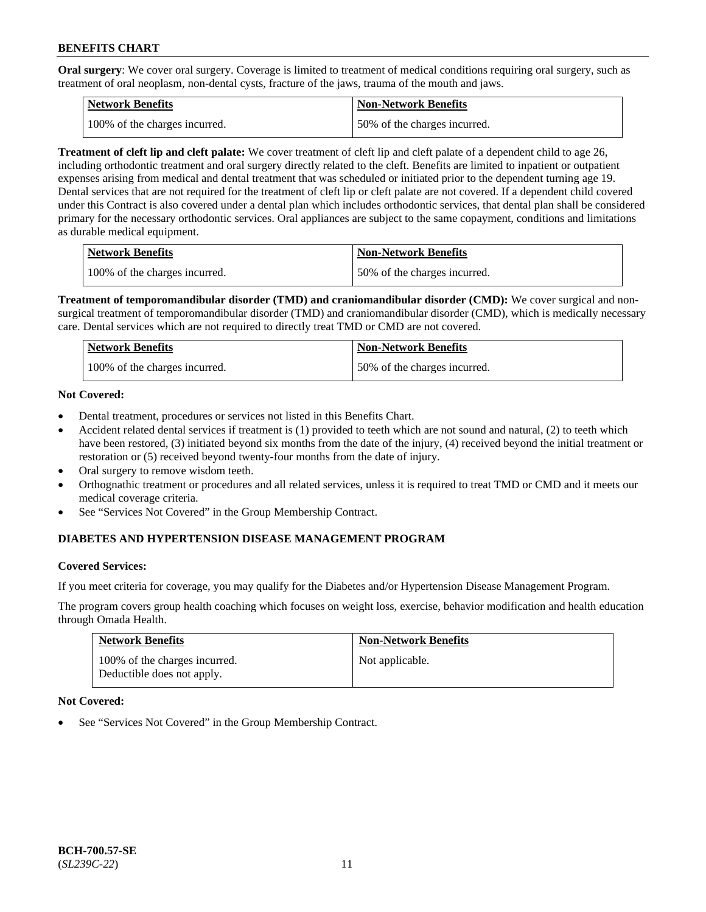**Oral surgery**: We cover oral surgery. Coverage is limited to treatment of medical conditions requiring oral surgery, such as treatment of oral neoplasm, non-dental cysts, fracture of the jaws, trauma of the mouth and jaws.

| Network Benefits | Non-Network Benefits |
|---|---|
| 100% of the charges incurred. | 50% of the charges incurred. |

**Treatment of cleft lip and cleft palate:** We cover treatment of cleft lip and cleft palate of a dependent child to age 26, including orthodontic treatment and oral surgery directly related to the cleft. Benefits are limited to inpatient or outpatient expenses arising from medical and dental treatment that was scheduled or initiated prior to the dependent turning age 19. Dental services that are not required for the treatment of cleft lip or cleft palate are not covered. If a dependent child covered under this Contract is also covered under a dental plan which includes orthodontic services, that dental plan shall be considered primary for the necessary orthodontic services. Oral appliances are subject to the same copayment, conditions and limitations as durable medical equipment.

| Network Benefits | Non-Network Benefits |
|---|---|
| 100% of the charges incurred. | 50% of the charges incurred. |

**Treatment of temporomandibular disorder (TMD) and craniomandibular disorder (CMD):** We cover surgical and non-surgical treatment of temporomandibular disorder (TMD) and craniomandibular disorder (CMD), which is medically necessary care. Dental services which are not required to directly treat TMD or CMD are not covered.

| Network Benefits | Non-Network Benefits |
|---|---|
| 100% of the charges incurred. | 50% of the charges incurred. |

**Not Covered:**

- Dental treatment, procedures or services not listed in this Benefits Chart.
- Accident related dental services if treatment is (1) provided to teeth which are not sound and natural, (2) to teeth which have been restored, (3) initiated beyond six months from the date of the injury, (4) received beyond the initial treatment or restoration or (5) received beyond twenty-four months from the date of injury.
- Oral surgery to remove wisdom teeth.
- Orthognathic treatment or procedures and all related services, unless it is required to treat TMD or CMD and it meets our medical coverage criteria.
- See "Services Not Covered" in the Group Membership Contract.

## DIABETES AND HYPERTENSION DISEASE MANAGEMENT PROGRAM

**Covered Services:**

If you meet criteria for coverage, you may qualify for the Diabetes and/or Hypertension Disease Management Program.

The program covers group health coaching which focuses on weight loss, exercise, behavior modification and health education through Omada Health.

| Network Benefits | Non-Network Benefits |
|---|---|
| 100% of the charges incurred.<br>Deductible does not apply. | Not applicable. |

**Not Covered:**

- See "Services Not Covered" in the Group Membership Contract.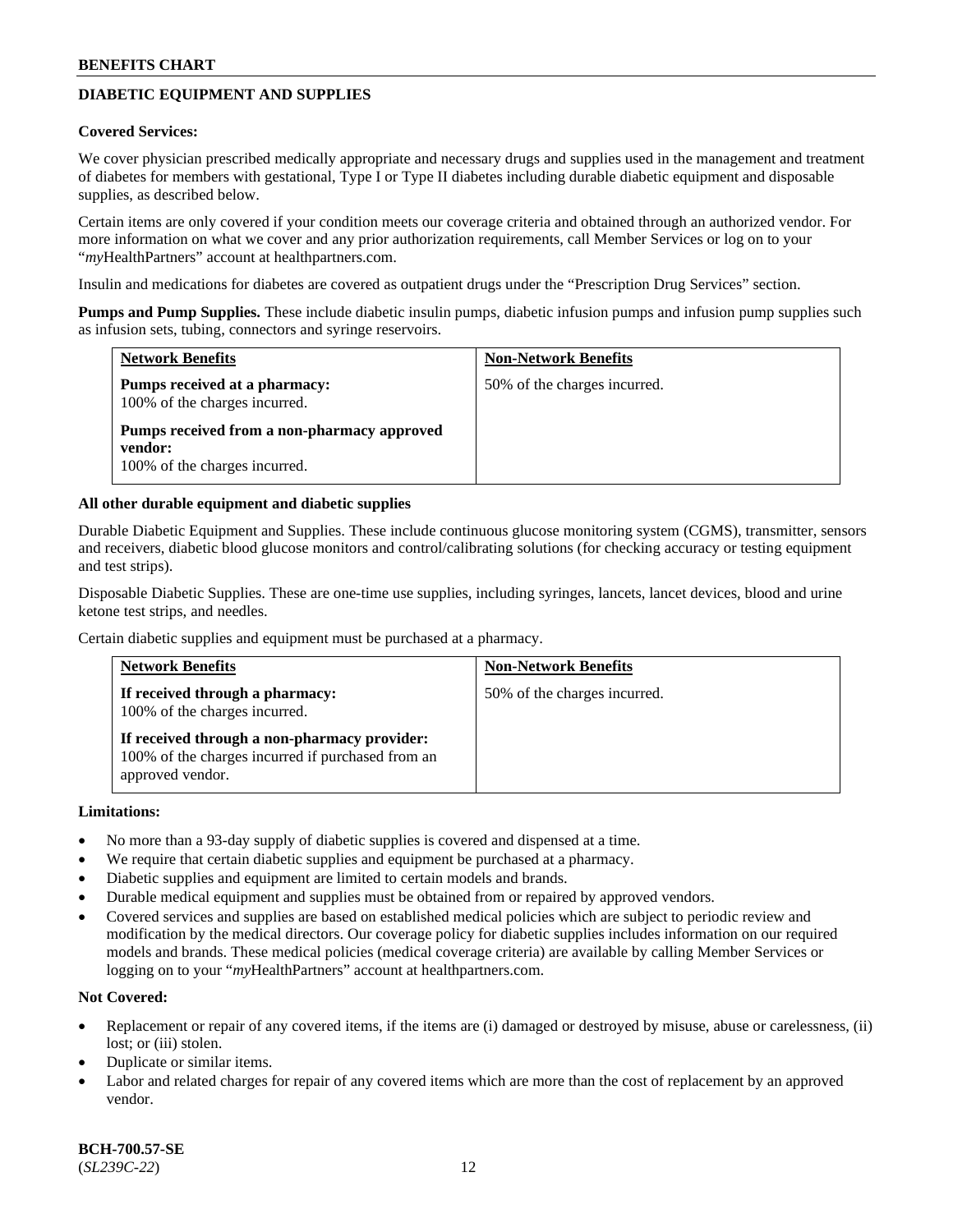## DIABETIC EQUIPMENT AND SUPPLIES

**Covered Services:**

We cover physician prescribed medically appropriate and necessary drugs and supplies used in the management and treatment of diabetes for members with gestational, Type I or Type II diabetes including durable diabetic equipment and disposable supplies, as described below.

Certain items are only covered if your condition meets our coverage criteria and obtained through an authorized vendor. For more information on what we cover and any prior authorization requirements, call Member Services or log on to your "*my*HealthPartners" account at healthpartners.com.

Insulin and medications for diabetes are covered as outpatient drugs under the "Prescription Drug Services" section.

**Pumps and Pump Supplies.** These include diabetic insulin pumps, diabetic infusion pumps and infusion pump supplies such as infusion sets, tubing, connectors and syringe reservoirs.

| Network Benefits | Non-Network Benefits |
|---|---|
| **Pumps received at a pharmacy:** 100% of the charges incurred.<br><br>**Pumps received from a non-pharmacy approved vendor:** 100% of the charges incurred. | 50% of the charges incurred. |

**All other durable equipment and diabetic supplies**

Durable Diabetic Equipment and Supplies. These include continuous glucose monitoring system (CGMS), transmitter, sensors and receivers, diabetic blood glucose monitors and control/calibrating solutions (for checking accuracy or testing equipment and test strips).

Disposable Diabetic Supplies. These are one-time use supplies, including syringes, lancets, lancet devices, blood and urine ketone test strips, and needles.

Certain diabetic supplies and equipment must be purchased at a pharmacy.

| Network Benefits | Non-Network Benefits |
|---|---|
| **If received through a pharmacy:** 100% of the charges incurred.<br><br>**If received through a non-pharmacy provider:** 100% of the charges incurred if purchased from an approved vendor. | 50% of the charges incurred. |

**Limitations:**

- No more than a 93-day supply of diabetic supplies is covered and dispensed at a time.
- We require that certain diabetic supplies and equipment be purchased at a pharmacy.
- Diabetic supplies and equipment are limited to certain models and brands.
- Durable medical equipment and supplies must be obtained from or repaired by approved vendors.
- Covered services and supplies are based on established medical policies which are subject to periodic review and modification by the medical directors. Our coverage policy for diabetic supplies includes information on our required models and brands. These medical policies (medical coverage criteria) are available by calling Member Services or logging on to your "*my*HealthPartners" account at healthpartners.com.

**Not Covered:**

- Replacement or repair of any covered items, if the items are (i) damaged or destroyed by misuse, abuse or carelessness, (ii) lost; or (iii) stolen.
- Duplicate or similar items.
- Labor and related charges for repair of any covered items which are more than the cost of replacement by an approved vendor.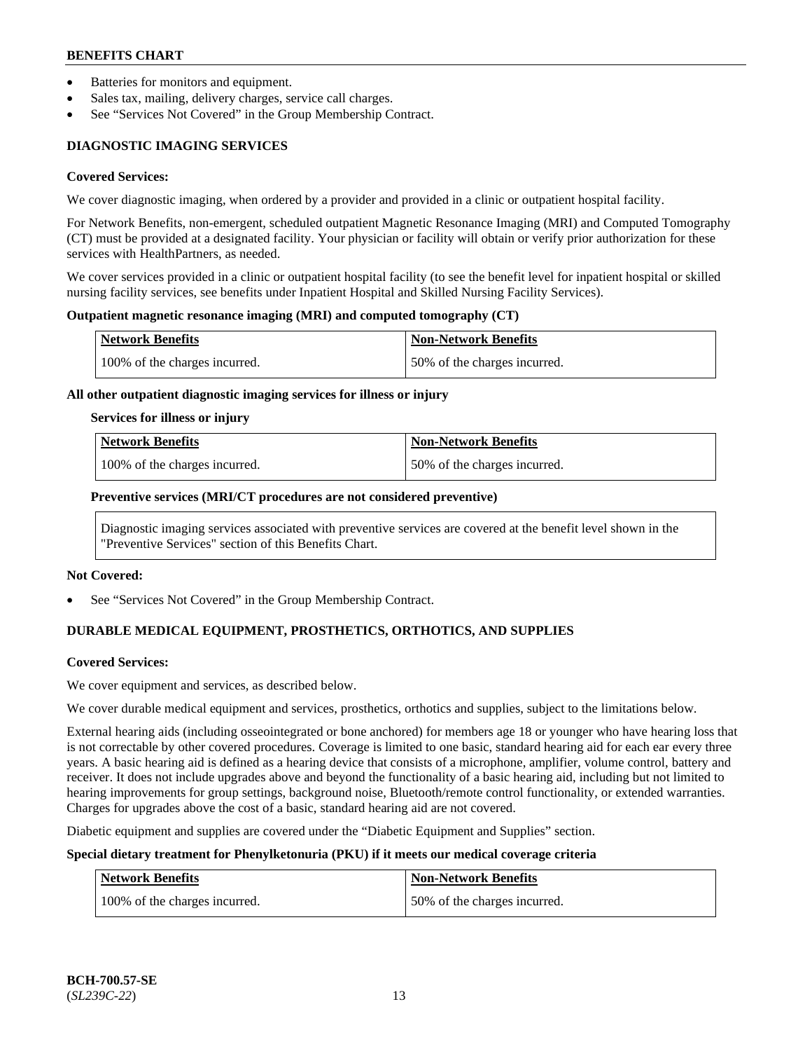- Batteries for monitors and equipment.
- Sales tax, mailing, delivery charges, service call charges.
- See "Services Not Covered" in the Group Membership Contract.

### DIAGNOSTIC IMAGING SERVICES

**Covered Services:**

We cover diagnostic imaging, when ordered by a provider and provided in a clinic or outpatient hospital facility.

For Network Benefits, non-emergent, scheduled outpatient Magnetic Resonance Imaging (MRI) and Computed Tomography (CT) must be provided at a designated facility. Your physician or facility will obtain or verify prior authorization for these services with HealthPartners, as needed.

We cover services provided in a clinic or outpatient hospital facility (to see the benefit level for inpatient hospital or skilled nursing facility services, see benefits under Inpatient Hospital and Skilled Nursing Facility Services).

**Outpatient magnetic resonance imaging (MRI) and computed tomography (CT)**

| Network Benefits | Non-Network Benefits |
| --- | --- |
| 100% of the charges incurred. | 50% of the charges incurred. |

**All other outpatient diagnostic imaging services for illness or injury**

**Services for illness or injury**

| Network Benefits | Non-Network Benefits |
| --- | --- |
| 100% of the charges incurred. | 50% of the charges incurred. |

**Preventive services (MRI/CT procedures are not considered preventive)**

Diagnostic imaging services associated with preventive services are covered at the benefit level shown in the "Preventive Services" section of this Benefits Chart.

**Not Covered:**

- See "Services Not Covered" in the Group Membership Contract.

### DURABLE MEDICAL EQUIPMENT, PROSTHETICS, ORTHOTICS, AND SUPPLIES

**Covered Services:**

We cover equipment and services, as described below.

We cover durable medical equipment and services, prosthetics, orthotics and supplies, subject to the limitations below.

External hearing aids (including osseointegrated or bone anchored) for members age 18 or younger who have hearing loss that is not correctable by other covered procedures. Coverage is limited to one basic, standard hearing aid for each ear every three years. A basic hearing aid is defined as a hearing device that consists of a microphone, amplifier, volume control, battery and receiver. It does not include upgrades above and beyond the functionality of a basic hearing aid, including but not limited to hearing improvements for group settings, background noise, Bluetooth/remote control functionality, or extended warranties. Charges for upgrades above the cost of a basic, standard hearing aid are not covered.

Diabetic equipment and supplies are covered under the "Diabetic Equipment and Supplies" section.

**Special dietary treatment for Phenylketonuria (PKU) if it meets our medical coverage criteria**

| Network Benefits | Non-Network Benefits |
| --- | --- |
| 100% of the charges incurred. | 50% of the charges incurred. |

BCH-700.57-SE
(*SL239C-22*)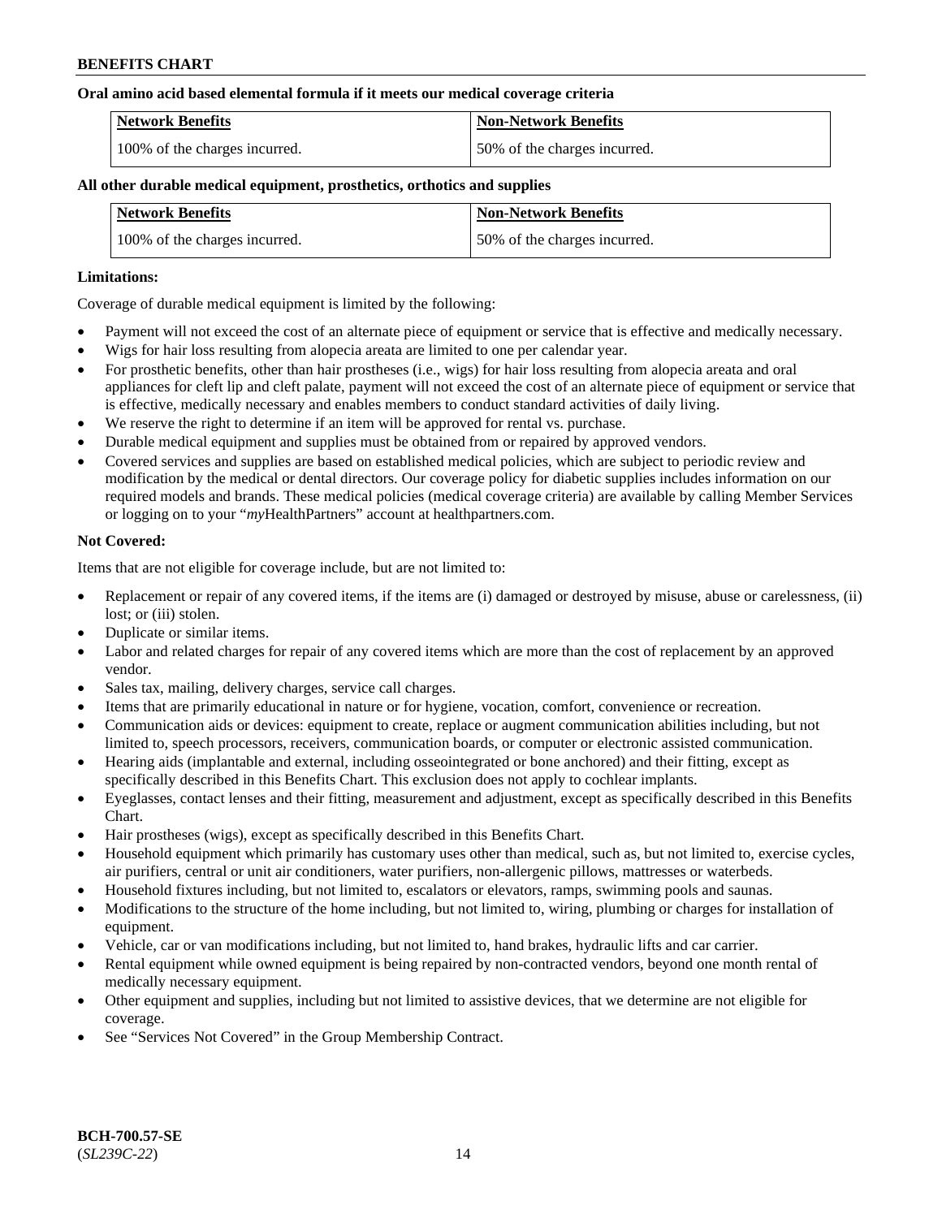**Oral amino acid based elemental formula if it meets our medical coverage criteria**

| Network Benefits | Non-Network Benefits |
|---|---|
| 100% of the charges incurred. | 50% of the charges incurred. |

**All other durable medical equipment, prosthetics, orthotics and supplies**

| Network Benefits | Non-Network Benefits |
|---|---|
| 100% of the charges incurred. | 50% of the charges incurred. |

**Limitations:**

Coverage of durable medical equipment is limited by the following:

- Payment will not exceed the cost of an alternate piece of equipment or service that is effective and medically necessary.
- Wigs for hair loss resulting from alopecia areata are limited to one per calendar year.
- For prosthetic benefits, other than hair prostheses (i.e., wigs) for hair loss resulting from alopecia areata and oral appliances for cleft lip and cleft palate, payment will not exceed the cost of an alternate piece of equipment or service that is effective, medically necessary and enables members to conduct standard activities of daily living.
- We reserve the right to determine if an item will be approved for rental vs. purchase.
- Durable medical equipment and supplies must be obtained from or repaired by approved vendors.
- Covered services and supplies are based on established medical policies, which are subject to periodic review and modification by the medical or dental directors. Our coverage policy for diabetic supplies includes information on our required models and brands. These medical policies (medical coverage criteria) are available by calling Member Services or logging on to your "*my*HealthPartners" account at healthpartners.com.

**Not Covered:**

Items that are not eligible for coverage include, but are not limited to:

- Replacement or repair of any covered items, if the items are (i) damaged or destroyed by misuse, abuse or carelessness, (ii) lost; or (iii) stolen.
- Duplicate or similar items.
- Labor and related charges for repair of any covered items which are more than the cost of replacement by an approved vendor.
- Sales tax, mailing, delivery charges, service call charges.
- Items that are primarily educational in nature or for hygiene, vocation, comfort, convenience or recreation.
- Communication aids or devices: equipment to create, replace or augment communication abilities including, but not limited to, speech processors, receivers, communication boards, or computer or electronic assisted communication.
- Hearing aids (implantable and external, including osseointegrated or bone anchored) and their fitting, except as specifically described in this Benefits Chart. This exclusion does not apply to cochlear implants.
- Eyeglasses, contact lenses and their fitting, measurement and adjustment, except as specifically described in this Benefits Chart.
- Hair prostheses (wigs), except as specifically described in this Benefits Chart.
- Household equipment which primarily has customary uses other than medical, such as, but not limited to, exercise cycles, air purifiers, central or unit air conditioners, water purifiers, non-allergenic pillows, mattresses or waterbeds.
- Household fixtures including, but not limited to, escalators or elevators, ramps, swimming pools and saunas.
- Modifications to the structure of the home including, but not limited to, wiring, plumbing or charges for installation of equipment.
- Vehicle, car or van modifications including, but not limited to, hand brakes, hydraulic lifts and car carrier.
- Rental equipment while owned equipment is being repaired by non-contracted vendors, beyond one month rental of medically necessary equipment.
- Other equipment and supplies, including but not limited to assistive devices, that we determine are not eligible for coverage.
- See "Services Not Covered" in the Group Membership Contract.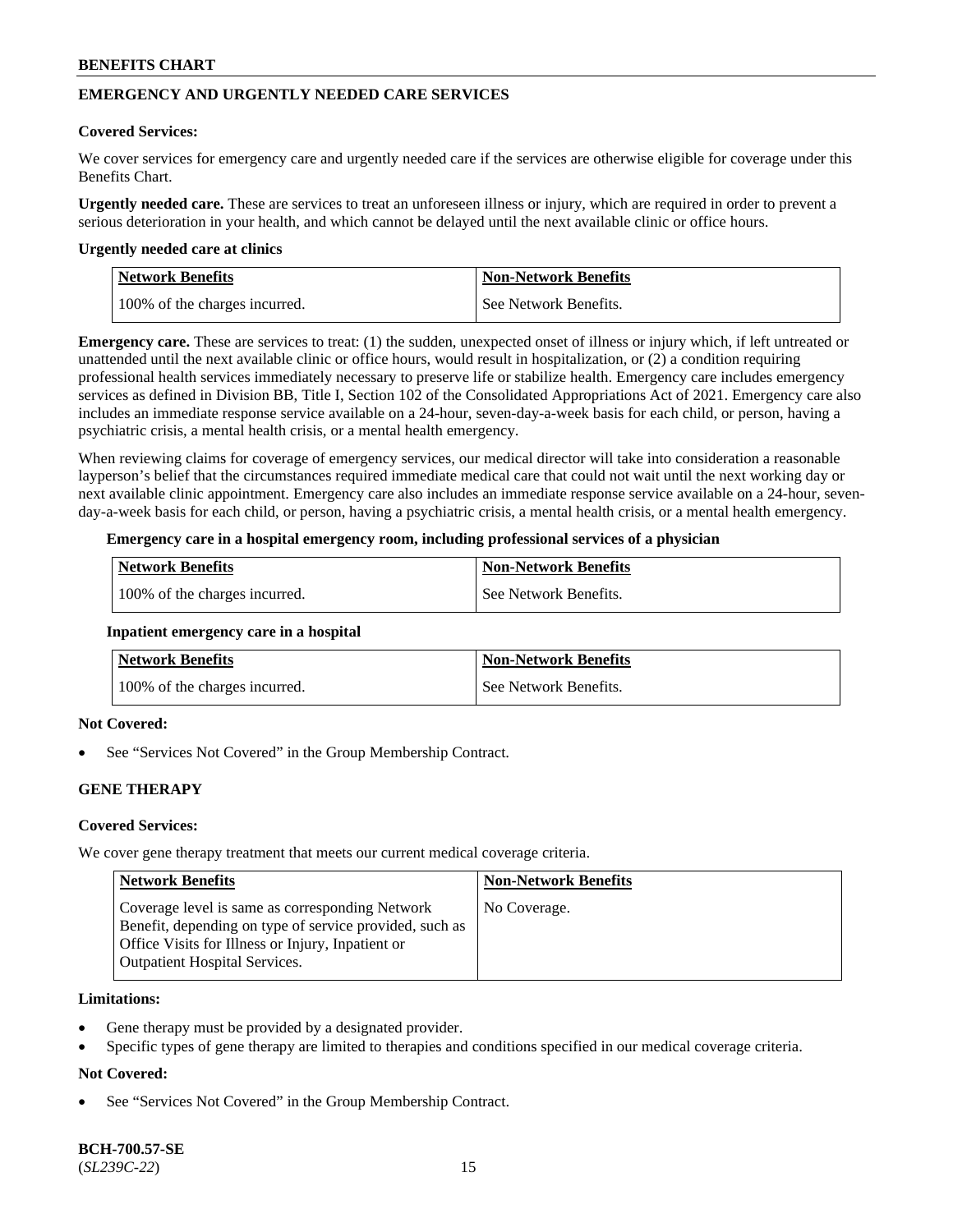## EMERGENCY AND URGENTLY NEEDED CARE SERVICES

**Covered Services:**

We cover services for emergency care and urgently needed care if the services are otherwise eligible for coverage under this Benefits Chart.

**Urgently needed care.** These are services to treat an unforeseen illness or injury, which are required in order to prevent a serious deterioration in your health, and which cannot be delayed until the next available clinic or office hours.

**Urgently needed care at clinics**

| Network Benefits | Non-Network Benefits |
|---|---|
| 100% of the charges incurred. | See Network Benefits. |

**Emergency care.** These are services to treat: (1) the sudden, unexpected onset of illness or injury which, if left untreated or unattended until the next available clinic or office hours, would result in hospitalization, or (2) a condition requiring professional health services immediately necessary to preserve life or stabilize health. Emergency care includes emergency services as defined in Division BB, Title I, Section 102 of the Consolidated Appropriations Act of 2021. Emergency care also includes an immediate response service available on a 24-hour, seven-day-a-week basis for each child, or person, having a psychiatric crisis, a mental health crisis, or a mental health emergency.

When reviewing claims for coverage of emergency services, our medical director will take into consideration a reasonable layperson's belief that the circumstances required immediate medical care that could not wait until the next working day or next available clinic appointment. Emergency care also includes an immediate response service available on a 24-hour, seven-day-a-week basis for each child, or person, having a psychiatric crisis, a mental health crisis, or a mental health emergency.

**Emergency care in a hospital emergency room, including professional services of a physician**

| Network Benefits | Non-Network Benefits |
|---|---|
| 100% of the charges incurred. | See Network Benefits. |

**Inpatient emergency care in a hospital**

| Network Benefits | Non-Network Benefits |
|---|---|
| 100% of the charges incurred. | See Network Benefits. |

**Not Covered:**

- See "Services Not Covered" in the Group Membership Contract.

## GENE THERAPY

**Covered Services:**

We cover gene therapy treatment that meets our current medical coverage criteria.

| Network Benefits | Non-Network Benefits |
|---|---|
| Coverage level is same as corresponding Network Benefit, depending on type of service provided, such as Office Visits for Illness or Injury, Inpatient or Outpatient Hospital Services. | No Coverage. |

**Limitations:**

- Gene therapy must be provided by a designated provider.
- Specific types of gene therapy are limited to therapies and conditions specified in our medical coverage criteria.

**Not Covered:**

- See "Services Not Covered" in the Group Membership Contract.

**BCH-700.57-SE**
(*SL239C-22*)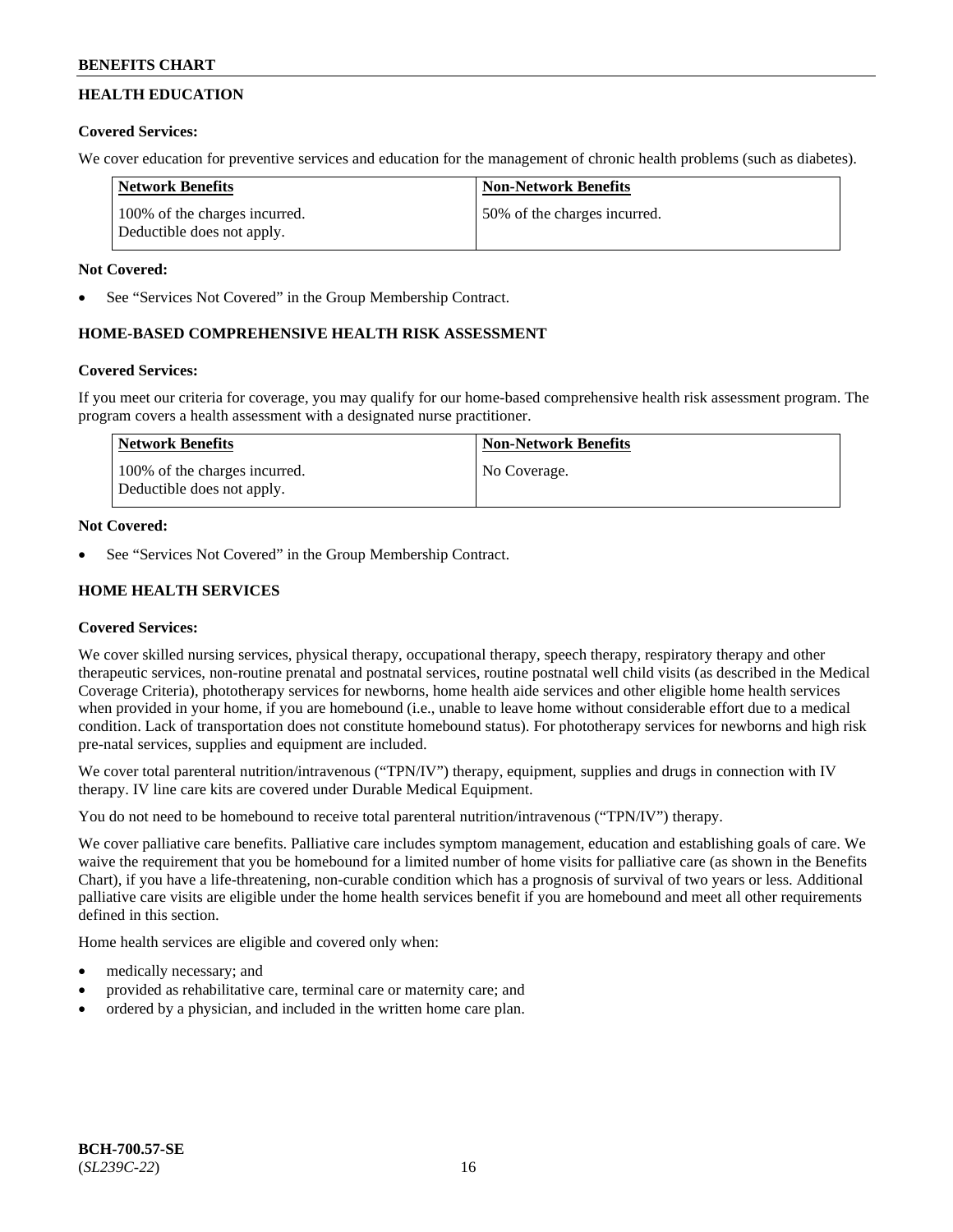## HEALTH EDUCATION

**Covered Services:**

We cover education for preventive services and education for the management of chronic health problems (such as diabetes).

| Network Benefits | Non-Network Benefits |
| --- | --- |
| 100% of the charges incurred. Deductible does not apply. | 50% of the charges incurred. |

**Not Covered:**

- See "Services Not Covered" in the Group Membership Contract.

## HOME-BASED COMPREHENSIVE HEALTH RISK ASSESSMENT

**Covered Services:**

If you meet our criteria for coverage, you may qualify for our home-based comprehensive health risk assessment program. The program covers a health assessment with a designated nurse practitioner.

| Network Benefits | Non-Network Benefits |
| --- | --- |
| 100% of the charges incurred. Deductible does not apply. | No Coverage. |

**Not Covered:**

- See "Services Not Covered" in the Group Membership Contract.

## HOME HEALTH SERVICES

**Covered Services:**

We cover skilled nursing services, physical therapy, occupational therapy, speech therapy, respiratory therapy and other therapeutic services, non-routine prenatal and postnatal services, routine postnatal well child visits (as described in the Medical Coverage Criteria), phototherapy services for newborns, home health aide services and other eligible home health services when provided in your home, if you are homebound (i.e., unable to leave home without considerable effort due to a medical condition. Lack of transportation does not constitute homebound status). For phototherapy services for newborns and high risk pre-natal services, supplies and equipment are included.

We cover total parenteral nutrition/intravenous ("TPN/IV") therapy, equipment, supplies and drugs in connection with IV therapy. IV line care kits are covered under Durable Medical Equipment.

You do not need to be homebound to receive total parenteral nutrition/intravenous ("TPN/IV") therapy.

We cover palliative care benefits. Palliative care includes symptom management, education and establishing goals of care. We waive the requirement that you be homebound for a limited number of home visits for palliative care (as shown in the Benefits Chart), if you have a life-threatening, non-curable condition which has a prognosis of survival of two years or less. Additional palliative care visits are eligible under the home health services benefit if you are homebound and meet all other requirements defined in this section.

Home health services are eligible and covered only when:

- medically necessary; and
- provided as rehabilitative care, terminal care or maternity care; and
- ordered by a physician, and included in the written home care plan.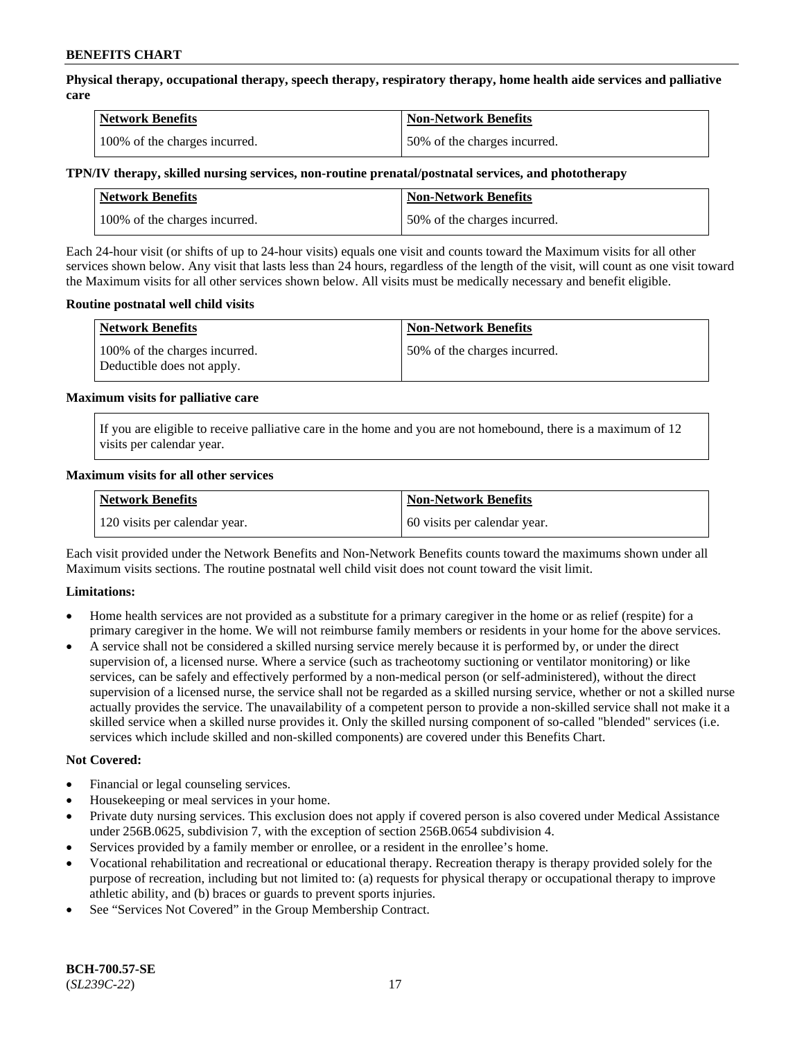**Physical therapy, occupational therapy, speech therapy, respiratory therapy, home health aide services and palliative care**

| Network Benefits | Non-Network Benefits |
| --- | --- |
| 100% of the charges incurred. | 50% of the charges incurred. |

**TPN/IV therapy, skilled nursing services, non-routine prenatal/postnatal services, and phototherapy**

| Network Benefits | Non-Network Benefits |
| --- | --- |
| 100% of the charges incurred. | 50% of the charges incurred. |

Each 24-hour visit (or shifts of up to 24-hour visits) equals one visit and counts toward the Maximum visits for all other services shown below. Any visit that lasts less than 24 hours, regardless of the length of the visit, will count as one visit toward the Maximum visits for all other services shown below. All visits must be medically necessary and benefit eligible.

**Routine postnatal well child visits**

| Network Benefits | Non-Network Benefits |
| --- | --- |
| 100% of the charges incurred. Deductible does not apply. | 50% of the charges incurred. |

**Maximum visits for palliative care**

If you are eligible to receive palliative care in the home and you are not homebound, there is a maximum of 12 visits per calendar year.

**Maximum visits for all other services**

| Network Benefits | Non-Network Benefits |
| --- | --- |
| 120 visits per calendar year. | 60 visits per calendar year. |

Each visit provided under the Network Benefits and Non-Network Benefits counts toward the maximums shown under all Maximum visits sections. The routine postnatal well child visit does not count toward the visit limit.

**Limitations:**

- Home health services are not provided as a substitute for a primary caregiver in the home or as relief (respite) for a primary caregiver in the home. We will not reimburse family members or residents in your home for the above services.
- A service shall not be considered a skilled nursing service merely because it is performed by, or under the direct supervision of, a licensed nurse. Where a service (such as tracheotomy suctioning or ventilator monitoring) or like services, can be safely and effectively performed by a non-medical person (or self-administered), without the direct supervision of a licensed nurse, the service shall not be regarded as a skilled nursing service, whether or not a skilled nurse actually provides the service. The unavailability of a competent person to provide a non-skilled service shall not make it a skilled service when a skilled nurse provides it. Only the skilled nursing component of so-called "blended" services (i.e. services which include skilled and non-skilled components) are covered under this Benefits Chart.

**Not Covered:**

- Financial or legal counseling services.
- Housekeeping or meal services in your home.
- Private duty nursing services. This exclusion does not apply if covered person is also covered under Medical Assistance under 256B.0625, subdivision 7, with the exception of section 256B.0654 subdivision 4.
- Services provided by a family member or enrollee, or a resident in the enrollee's home.
- Vocational rehabilitation and recreational or educational therapy. Recreation therapy is therapy provided solely for the purpose of recreation, including but not limited to: (a) requests for physical therapy or occupational therapy to improve athletic ability, and (b) braces or guards to prevent sports injuries.
- See "Services Not Covered" in the Group Membership Contract.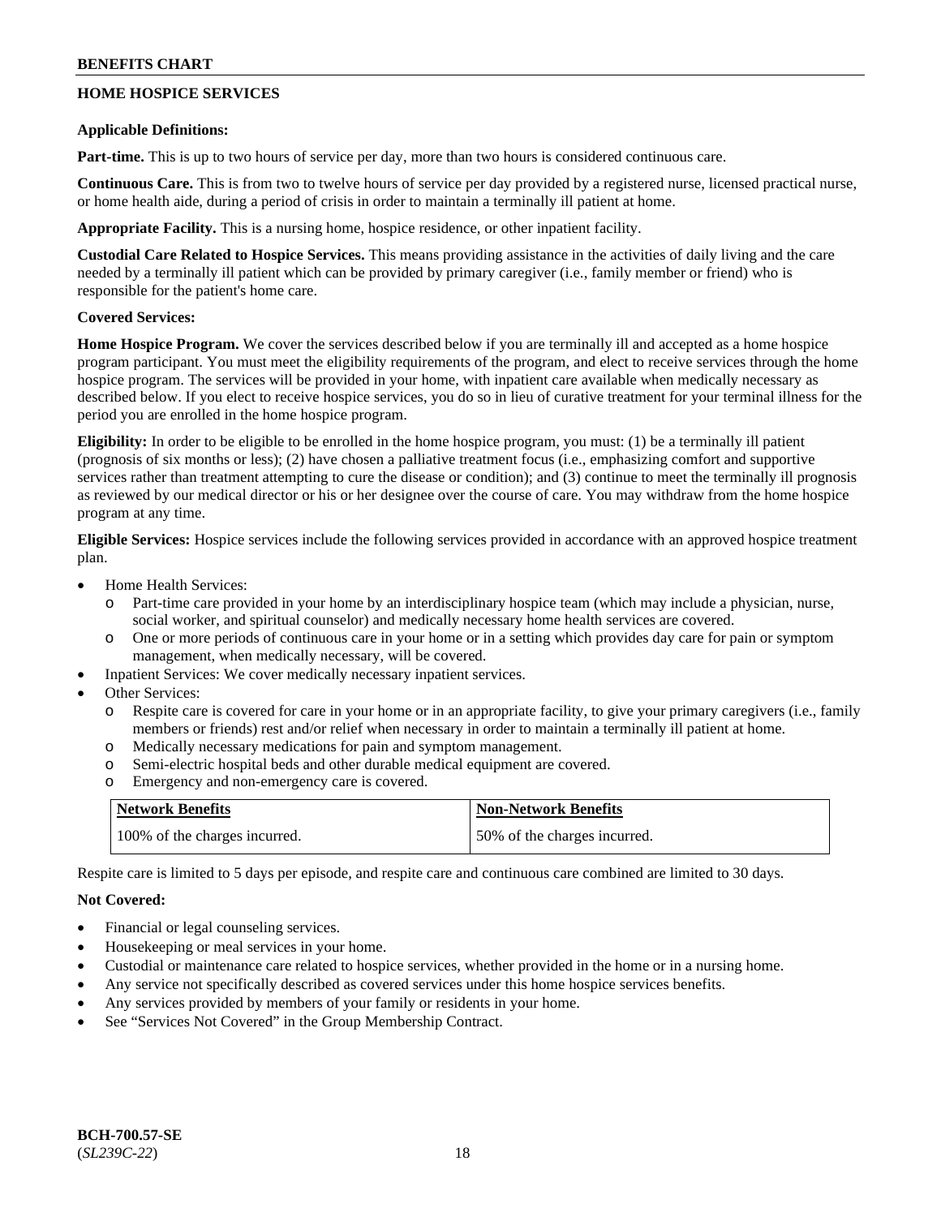## HOME HOSPICE SERVICES

**Applicable Definitions:**

**Part-time.** This is up to two hours of service per day, more than two hours is considered continuous care.

**Continuous Care.** This is from two to twelve hours of service per day provided by a registered nurse, licensed practical nurse, or home health aide, during a period of crisis in order to maintain a terminally ill patient at home.

**Appropriate Facility.** This is a nursing home, hospice residence, or other inpatient facility.

**Custodial Care Related to Hospice Services.** This means providing assistance in the activities of daily living and the care needed by a terminally ill patient which can be provided by primary caregiver (i.e., family member or friend) who is responsible for the patient's home care.

**Covered Services:**

**Home Hospice Program.** We cover the services described below if you are terminally ill and accepted as a home hospice program participant. You must meet the eligibility requirements of the program, and elect to receive services through the home hospice program. The services will be provided in your home, with inpatient care available when medically necessary as described below. If you elect to receive hospice services, you do so in lieu of curative treatment for your terminal illness for the period you are enrolled in the home hospice program.

**Eligibility:** In order to be eligible to be enrolled in the home hospice program, you must: (1) be a terminally ill patient (prognosis of six months or less); (2) have chosen a palliative treatment focus (i.e., emphasizing comfort and supportive services rather than treatment attempting to cure the disease or condition); and (3) continue to meet the terminally ill prognosis as reviewed by our medical director or his or her designee over the course of care. You may withdraw from the home hospice program at any time.

**Eligible Services:** Hospice services include the following services provided in accordance with an approved hospice treatment plan.

- Home Health Services:
  - Part-time care provided in your home by an interdisciplinary hospice team (which may include a physician, nurse, social worker, and spiritual counselor) and medically necessary home health services are covered.
  - One or more periods of continuous care in your home or in a setting which provides day care for pain or symptom management, when medically necessary, will be covered.
- Inpatient Services: We cover medically necessary inpatient services.
- Other Services:
  - Respite care is covered for care in your home or in an appropriate facility, to give your primary caregivers (i.e., family members or friends) rest and/or relief when necessary in order to maintain a terminally ill patient at home.
  - Medically necessary medications for pain and symptom management.
  - Semi-electric hospital beds and other durable medical equipment are covered.
  - Emergency and non-emergency care is covered.

| Network Benefits | Non-Network Benefits |
| --- | --- |
| 100% of the charges incurred. | 50% of the charges incurred. |

Respite care is limited to 5 days per episode, and respite care and continuous care combined are limited to 30 days.

**Not Covered:**

- Financial or legal counseling services.
- Housekeeping or meal services in your home.
- Custodial or maintenance care related to hospice services, whether provided in the home or in a nursing home.
- Any service not specifically described as covered services under this home hospice services benefits.
- Any services provided by members of your family or residents in your home.
- See "Services Not Covered" in the Group Membership Contract.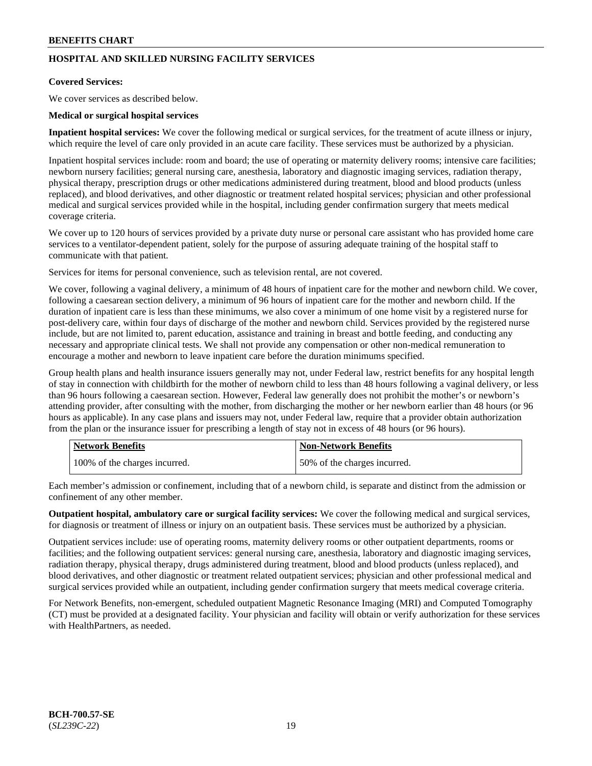## HOSPITAL AND SKILLED NURSING FACILITY SERVICES

**Covered Services:**

We cover services as described below.

**Medical or surgical hospital services**

**Inpatient hospital services:** We cover the following medical or surgical services, for the treatment of acute illness or injury, which require the level of care only provided in an acute care facility. These services must be authorized by a physician.

Inpatient hospital services include: room and board; the use of operating or maternity delivery rooms; intensive care facilities; newborn nursery facilities; general nursing care, anesthesia, laboratory and diagnostic imaging services, radiation therapy, physical therapy, prescription drugs or other medications administered during treatment, blood and blood products (unless replaced), and blood derivatives, and other diagnostic or treatment related hospital services; physician and other professional medical and surgical services provided while in the hospital, including gender confirmation surgery that meets medical coverage criteria.

We cover up to 120 hours of services provided by a private duty nurse or personal care assistant who has provided home care services to a ventilator-dependent patient, solely for the purpose of assuring adequate training of the hospital staff to communicate with that patient.

Services for items for personal convenience, such as television rental, are not covered.

We cover, following a vaginal delivery, a minimum of 48 hours of inpatient care for the mother and newborn child. We cover, following a caesarean section delivery, a minimum of 96 hours of inpatient care for the mother and newborn child. If the duration of inpatient care is less than these minimums, we also cover a minimum of one home visit by a registered nurse for post-delivery care, within four days of discharge of the mother and newborn child. Services provided by the registered nurse include, but are not limited to, parent education, assistance and training in breast and bottle feeding, and conducting any necessary and appropriate clinical tests. We shall not provide any compensation or other non-medical remuneration to encourage a mother and newborn to leave inpatient care before the duration minimums specified.

Group health plans and health insurance issuers generally may not, under Federal law, restrict benefits for any hospital length of stay in connection with childbirth for the mother of newborn child to less than 48 hours following a vaginal delivery, or less than 96 hours following a caesarean section. However, Federal law generally does not prohibit the mother's or newborn's attending provider, after consulting with the mother, from discharging the mother or her newborn earlier than 48 hours (or 96 hours as applicable). In any case plans and issuers may not, under Federal law, require that a provider obtain authorization from the plan or the insurance issuer for prescribing a length of stay not in excess of 48 hours (or 96 hours).

| Network Benefits | Non-Network Benefits |
|---|---|
| 100% of the charges incurred. | 50% of the charges incurred. |

Each member's admission or confinement, including that of a newborn child, is separate and distinct from the admission or confinement of any other member.

**Outpatient hospital, ambulatory care or surgical facility services:** We cover the following medical and surgical services, for diagnosis or treatment of illness or injury on an outpatient basis. These services must be authorized by a physician.

Outpatient services include: use of operating rooms, maternity delivery rooms or other outpatient departments, rooms or facilities; and the following outpatient services: general nursing care, anesthesia, laboratory and diagnostic imaging services, radiation therapy, physical therapy, drugs administered during treatment, blood and blood products (unless replaced), and blood derivatives, and other diagnostic or treatment related outpatient services; physician and other professional medical and surgical services provided while an outpatient, including gender confirmation surgery that meets medical coverage criteria.

For Network Benefits, non-emergent, scheduled outpatient Magnetic Resonance Imaging (MRI) and Computed Tomography (CT) must be provided at a designated facility. Your physician and facility will obtain or verify authorization for these services with HealthPartners, as needed.

**BCH-700.57-SE**
(*SL239C-22*)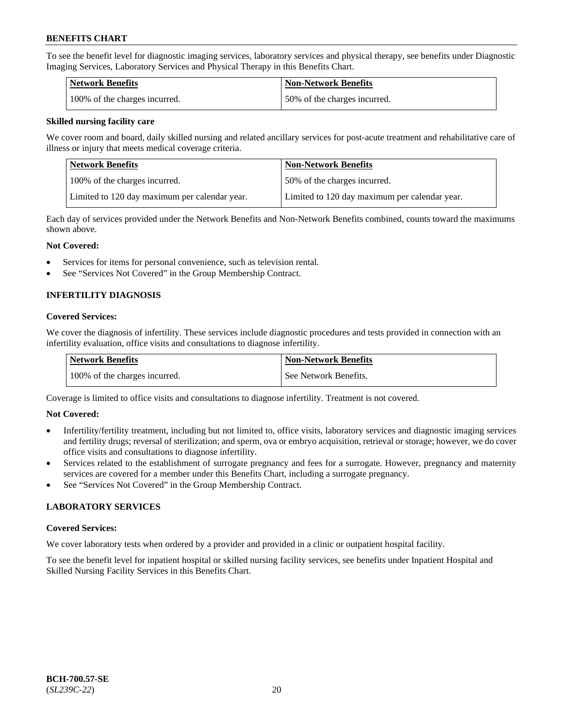To see the benefit level for diagnostic imaging services, laboratory services and physical therapy, see benefits under Diagnostic Imaging Services, Laboratory Services and Physical Therapy in this Benefits Chart.

| Network Benefits | Non-Network Benefits |
|---|---|
| 100% of the charges incurred. | 50% of the charges incurred. |

**Skilled nursing facility care**

We cover room and board, daily skilled nursing and related ancillary services for post-acute treatment and rehabilitative care of illness or injury that meets medical coverage criteria.

| Network Benefits | Non-Network Benefits |
|---|---|
| 100% of the charges incurred. | 50% of the charges incurred. |
| Limited to 120 day maximum per calendar year. | Limited to 120 day maximum per calendar year. |

Each day of services provided under the Network Benefits and Non-Network Benefits combined, counts toward the maximums shown above.

**Not Covered:**

- Services for items for personal convenience, such as television rental.
- See "Services Not Covered" in the Group Membership Contract.

## INFERTILITY DIAGNOSIS

**Covered Services:**

We cover the diagnosis of infertility. These services include diagnostic procedures and tests provided in connection with an infertility evaluation, office visits and consultations to diagnose infertility.

| Network Benefits | Non-Network Benefits |
|---|---|
| 100% of the charges incurred. | See Network Benefits. |

Coverage is limited to office visits and consultations to diagnose infertility. Treatment is not covered.

**Not Covered:**

- Infertility/fertility treatment, including but not limited to, office visits, laboratory services and diagnostic imaging services and fertility drugs; reversal of sterilization; and sperm, ova or embryo acquisition, retrieval or storage; however, we do cover office visits and consultations to diagnose infertility.
- Services related to the establishment of surrogate pregnancy and fees for a surrogate. However, pregnancy and maternity services are covered for a member under this Benefits Chart, including a surrogate pregnancy.
- See "Services Not Covered" in the Group Membership Contract.

## LABORATORY SERVICES

**Covered Services:**

We cover laboratory tests when ordered by a provider and provided in a clinic or outpatient hospital facility.

To see the benefit level for inpatient hospital or skilled nursing facility services, see benefits under Inpatient Hospital and Skilled Nursing Facility Services in this Benefits Chart.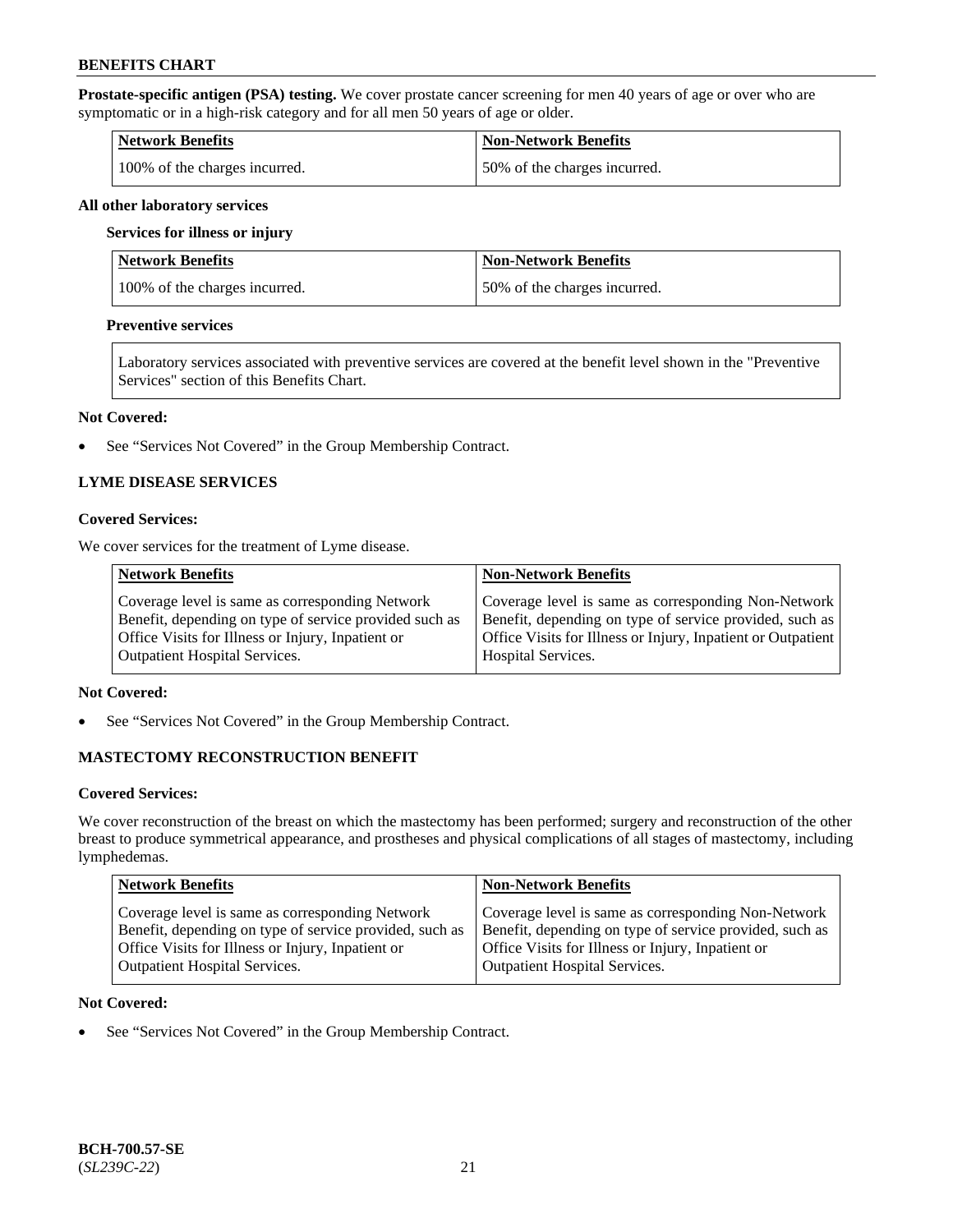**Prostate-specific antigen (PSA) testing.** We cover prostate cancer screening for men 40 years of age or over who are symptomatic or in a high-risk category and for all men 50 years of age or older.

| Network Benefits | Non-Network Benefits |
| --- | --- |
| 100% of the charges incurred. | 50% of the charges incurred. |

**All other laboratory services**

**Services for illness or injury**

| Network Benefits | Non-Network Benefits |
| --- | --- |
| 100% of the charges incurred. | 50% of the charges incurred. |

**Preventive services**

| Laboratory services associated with preventive services are covered at the benefit level shown in the "Preventive Services" section of this Benefits Chart. |
| --- |

**Not Covered:**

- See "Services Not Covered" in the Group Membership Contract.

### LYME DISEASE SERVICES

**Covered Services:**

We cover services for the treatment of Lyme disease.

| Network Benefits | Non-Network Benefits |
| --- | --- |
| Coverage level is same as corresponding Network Benefit, depending on type of service provided such as Office Visits for Illness or Injury, Inpatient or Outpatient Hospital Services. | Coverage level is same as corresponding Non-Network Benefit, depending on type of service provided, such as Office Visits for Illness or Injury, Inpatient or Outpatient Hospital Services. |

**Not Covered:**

- See "Services Not Covered" in the Group Membership Contract.

### MASTECTOMY RECONSTRUCTION BENEFIT

**Covered Services:**

We cover reconstruction of the breast on which the mastectomy has been performed; surgery and reconstruction of the other breast to produce symmetrical appearance, and prostheses and physical complications of all stages of mastectomy, including lymphedemas.

| Network Benefits | Non-Network Benefits |
| --- | --- |
| Coverage level is same as corresponding Network Benefit, depending on type of service provided, such as Office Visits for Illness or Injury, Inpatient or Outpatient Hospital Services. | Coverage level is same as corresponding Non-Network Benefit, depending on type of service provided, such as Office Visits for Illness or Injury, Inpatient or Outpatient Hospital Services. |

**Not Covered:**

- See "Services Not Covered" in the Group Membership Contract.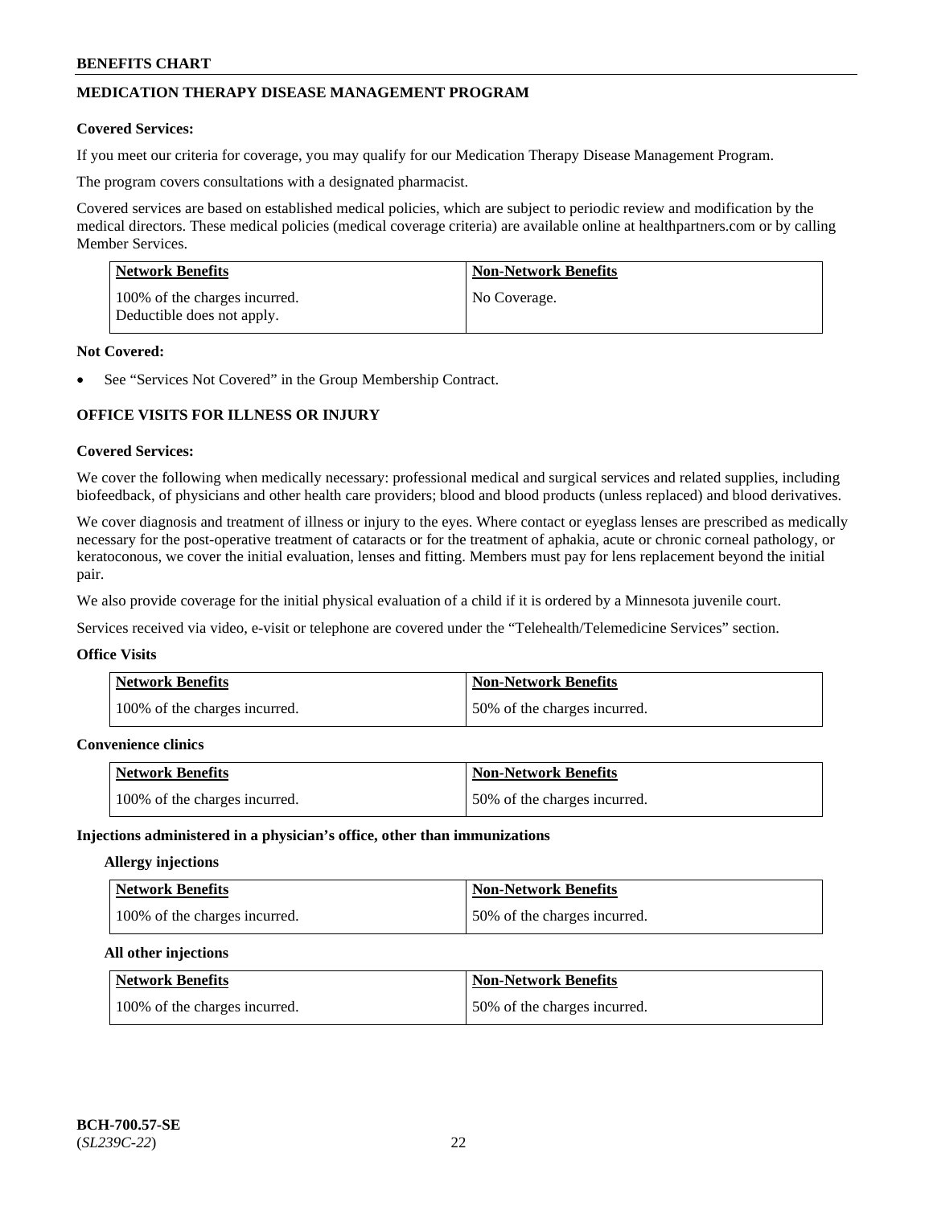## MEDICATION THERAPY DISEASE MANAGEMENT PROGRAM

**Covered Services:**

If you meet our criteria for coverage, you may qualify for our Medication Therapy Disease Management Program.

The program covers consultations with a designated pharmacist.

Covered services are based on established medical policies, which are subject to periodic review and modification by the medical directors. These medical policies (medical coverage criteria) are available online at healthpartners.com or by calling Member Services.

| Network Benefits | Non-Network Benefits |
|---|---|
| 100% of the charges incurred. Deductible does not apply. | No Coverage. |

**Not Covered:**

- See "Services Not Covered" in the Group Membership Contract.

## OFFICE VISITS FOR ILLNESS OR INJURY

**Covered Services:**

We cover the following when medically necessary: professional medical and surgical services and related supplies, including biofeedback, of physicians and other health care providers; blood and blood products (unless replaced) and blood derivatives.

We cover diagnosis and treatment of illness or injury to the eyes. Where contact or eyeglass lenses are prescribed as medically necessary for the post-operative treatment of cataracts or for the treatment of aphakia, acute or chronic corneal pathology, or keratoconous, we cover the initial evaluation, lenses and fitting. Members must pay for lens replacement beyond the initial pair.

We also provide coverage for the initial physical evaluation of a child if it is ordered by a Minnesota juvenile court.

Services received via video, e-visit or telephone are covered under the "Telehealth/Telemedicine Services" section.

**Office Visits**

| Network Benefits | Non-Network Benefits |
|---|---|
| 100% of the charges incurred. | 50% of the charges incurred. |

**Convenience clinics**

| Network Benefits | Non-Network Benefits |
|---|---|
| 100% of the charges incurred. | 50% of the charges incurred. |

**Injections administered in a physician's office, other than immunizations**

**Allergy injections**

| Network Benefits | Non-Network Benefits |
|---|---|
| 100% of the charges incurred. | 50% of the charges incurred. |

**All other injections**

| Network Benefits | Non-Network Benefits |
|---|---|
| 100% of the charges incurred. | 50% of the charges incurred. |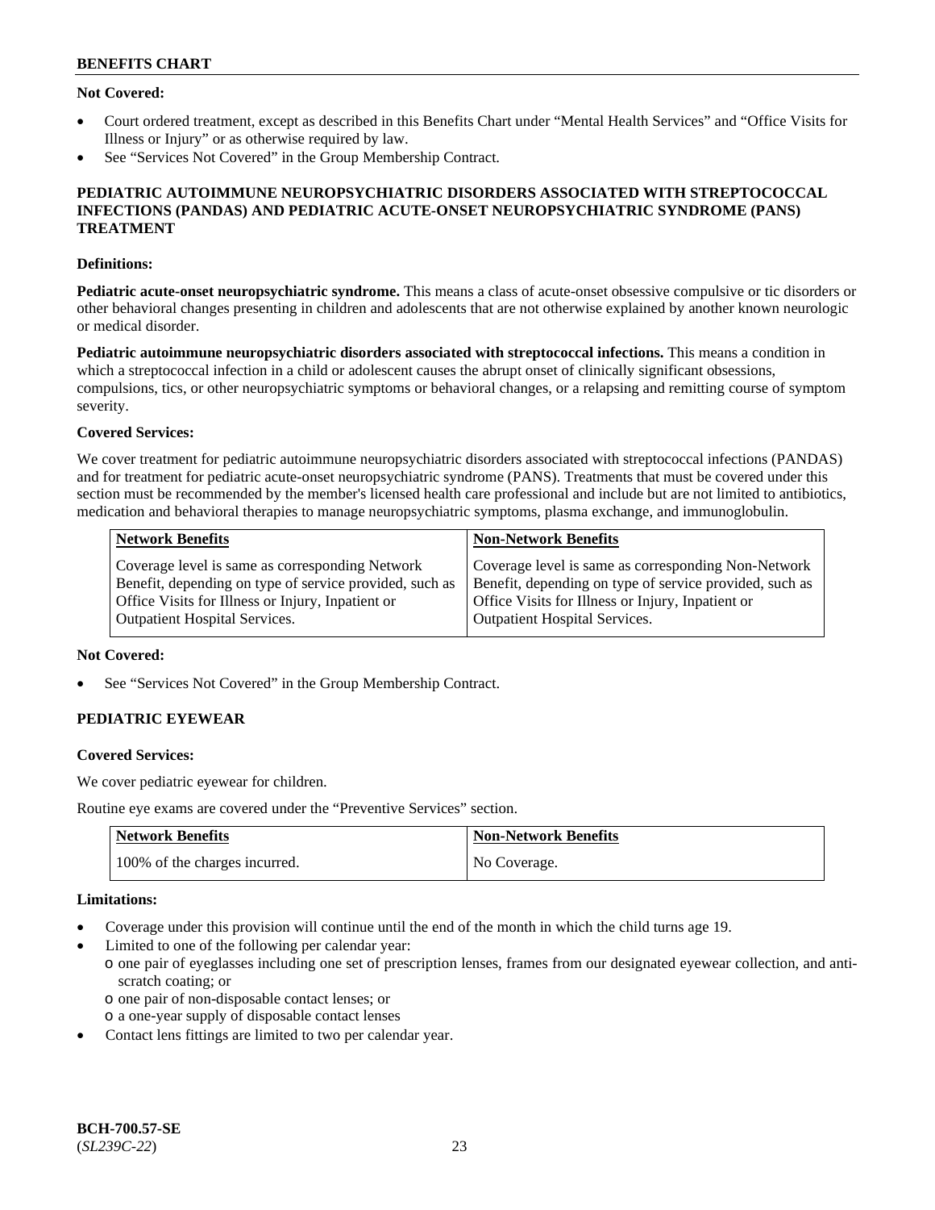**Not Covered:**

- Court ordered treatment, except as described in this Benefits Chart under "Mental Health Services" and "Office Visits for Illness or Injury" or as otherwise required by law.
- See "Services Not Covered" in the Group Membership Contract.

## PEDIATRIC AUTOIMMUNE NEUROPSYCHIATRIC DISORDERS ASSOCIATED WITH STREPTOCOCCAL INFECTIONS (PANDAS) AND PEDIATRIC ACUTE-ONSET NEUROPSYCHIATRIC SYNDROME (PANS) TREATMENT

**Definitions:**

**Pediatric acute-onset neuropsychiatric syndrome.** This means a class of acute-onset obsessive compulsive or tic disorders or other behavioral changes presenting in children and adolescents that are not otherwise explained by another known neurologic or medical disorder.

**Pediatric autoimmune neuropsychiatric disorders associated with streptococcal infections.** This means a condition in which a streptococcal infection in a child or adolescent causes the abrupt onset of clinically significant obsessions, compulsions, tics, or other neuropsychiatric symptoms or behavioral changes, or a relapsing and remitting course of symptom severity.

**Covered Services:**

We cover treatment for pediatric autoimmune neuropsychiatric disorders associated with streptococcal infections (PANDAS) and for treatment for pediatric acute-onset neuropsychiatric syndrome (PANS). Treatments that must be covered under this section must be recommended by the member's licensed health care professional and include but are not limited to antibiotics, medication and behavioral therapies to manage neuropsychiatric symptoms, plasma exchange, and immunoglobulin.

| Network Benefits | Non-Network Benefits |
|---|---|
| Coverage level is same as corresponding Network Benefit, depending on type of service provided, such as Office Visits for Illness or Injury, Inpatient or Outpatient Hospital Services. | Coverage level is same as corresponding Non-Network Benefit, depending on type of service provided, such as Office Visits for Illness or Injury, Inpatient or Outpatient Hospital Services. |

**Not Covered:**

- See "Services Not Covered" in the Group Membership Contract.

## PEDIATRIC EYEWEAR

**Covered Services:**

We cover pediatric eyewear for children.

Routine eye exams are covered under the "Preventive Services" section.

| Network Benefits | Non-Network Benefits |
|---|---|
| 100% of the charges incurred. | No Coverage. |

**Limitations:**

- Coverage under this provision will continue until the end of the month in which the child turns age 19.
- Limited to one of the following per calendar year:
  - one pair of eyeglasses including one set of prescription lenses, frames from our designated eyewear collection, and anti-scratch coating; or
  - one pair of non-disposable contact lenses; or
  - a one-year supply of disposable contact lenses
- Contact lens fittings are limited to two per calendar year.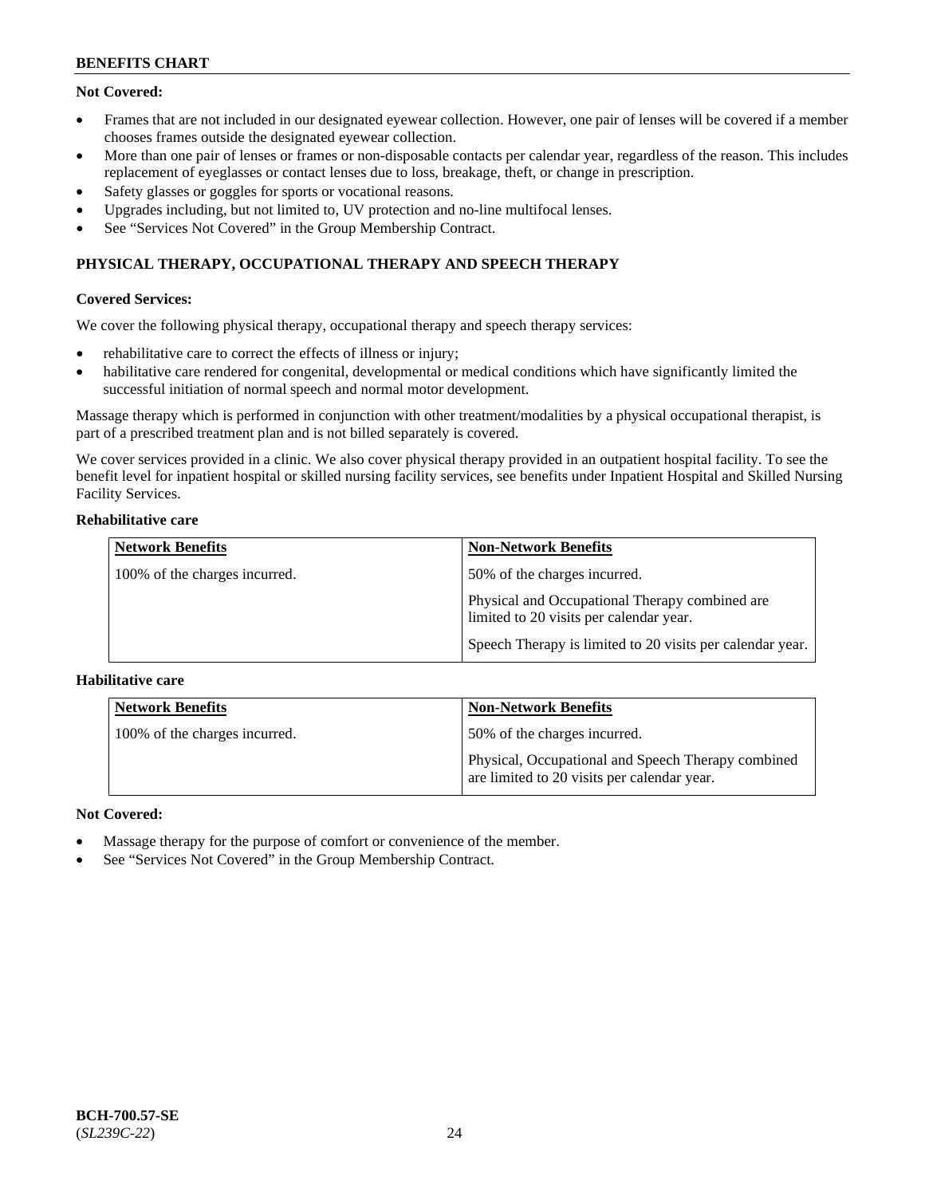**Not Covered:**

- Frames that are not included in our designated eyewear collection. However, one pair of lenses will be covered if a member chooses frames outside the designated eyewear collection.
- More than one pair of lenses or frames or non-disposable contacts per calendar year, regardless of the reason. This includes replacement of eyeglasses or contact lenses due to loss, breakage, theft, or change in prescription.
- Safety glasses or goggles for sports or vocational reasons.
- Upgrades including, but not limited to, UV protection and no-line multifocal lenses.
- See "Services Not Covered" in the Group Membership Contract.

## PHYSICAL THERAPY, OCCUPATIONAL THERAPY AND SPEECH THERAPY

**Covered Services:**

We cover the following physical therapy, occupational therapy and speech therapy services:

- rehabilitative care to correct the effects of illness or injury;
- habilitative care rendered for congenital, developmental or medical conditions which have significantly limited the successful initiation of normal speech and normal motor development.

Massage therapy which is performed in conjunction with other treatment/modalities by a physical occupational therapist, is part of a prescribed treatment plan and is not billed separately is covered.

We cover services provided in a clinic. We also cover physical therapy provided in an outpatient hospital facility. To see the benefit level for inpatient hospital or skilled nursing facility services, see benefits under Inpatient Hospital and Skilled Nursing Facility Services.

**Rehabilitative care**

| Network Benefits | Non-Network Benefits |
|---|---|
| 100% of the charges incurred. | 50% of the charges incurred.<br><br>Physical and Occupational Therapy combined are limited to 20 visits per calendar year.<br><br>Speech Therapy is limited to 20 visits per calendar year. |

**Habilitative care**

| Network Benefits | Non-Network Benefits |
|---|---|
| 100% of the charges incurred. | 50% of the charges incurred.<br><br>Physical, Occupational and Speech Therapy combined are limited to 20 visits per calendar year. |

**Not Covered:**

- Massage therapy for the purpose of comfort or convenience of the member.
- See "Services Not Covered" in the Group Membership Contract.

**BCH-700.57-SE**
(*SL239C-22*)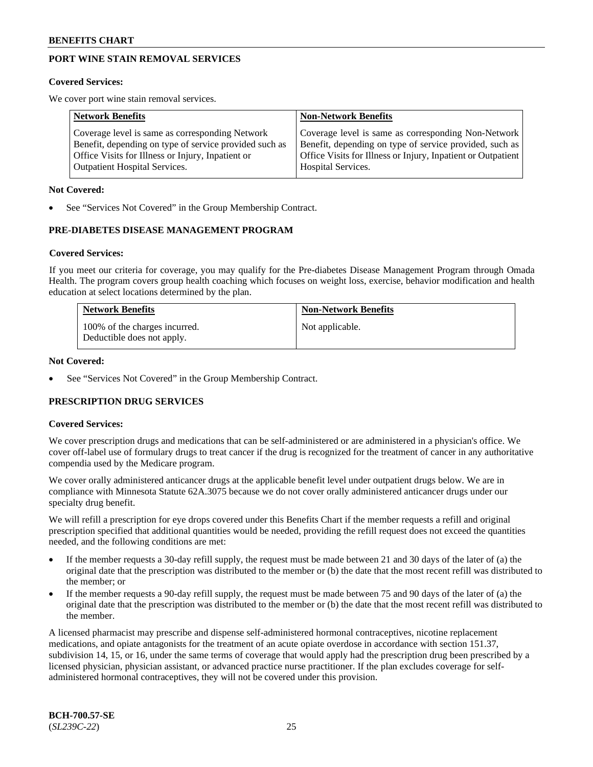## PORT WINE STAIN REMOVAL SERVICES

**Covered Services:**

We cover port wine stain removal services.

| Network Benefits | Non-Network Benefits |
|---|---|
| Coverage level is same as corresponding Network Benefit, depending on type of service provided such as Office Visits for Illness or Injury, Inpatient or Outpatient Hospital Services. | Coverage level is same as corresponding Non-Network Benefit, depending on type of service provided, such as Office Visits for Illness or Injury, Inpatient or Outpatient Hospital Services. |

**Not Covered:**

- See "Services Not Covered" in the Group Membership Contract.

## PRE-DIABETES DISEASE MANAGEMENT PROGRAM

**Covered Services:**

If you meet our criteria for coverage, you may qualify for the Pre-diabetes Disease Management Program through Omada Health. The program covers group health coaching which focuses on weight loss, exercise, behavior modification and health education at select locations determined by the plan.

| Network Benefits | Non-Network Benefits |
|---|---|
| 100% of the charges incurred. Deductible does not apply. | Not applicable. |

**Not Covered:**

- See "Services Not Covered" in the Group Membership Contract.

## PRESCRIPTION DRUG SERVICES

**Covered Services:**

We cover prescription drugs and medications that can be self-administered or are administered in a physician's office. We cover off-label use of formulary drugs to treat cancer if the drug is recognized for the treatment of cancer in any authoritative compendia used by the Medicare program.

We cover orally administered anticancer drugs at the applicable benefit level under outpatient drugs below. We are in compliance with Minnesota Statute 62A.3075 because we do not cover orally administered anticancer drugs under our specialty drug benefit.

We will refill a prescription for eye drops covered under this Benefits Chart if the member requests a refill and original prescription specified that additional quantities would be needed, providing the refill request does not exceed the quantities needed, and the following conditions are met:

- If the member requests a 30-day refill supply, the request must be made between 21 and 30 days of the later of (a) the original date that the prescription was distributed to the member or (b) the date that the most recent refill was distributed to the member; or
- If the member requests a 90-day refill supply, the request must be made between 75 and 90 days of the later of (a) the original date that the prescription was distributed to the member or (b) the date that the most recent refill was distributed to the member.

A licensed pharmacist may prescribe and dispense self-administered hormonal contraceptives, nicotine replacement medications, and opiate antagonists for the treatment of an acute opiate overdose in accordance with section 151.37, subdivision 14, 15, or 16, under the same terms of coverage that would apply had the prescription drug been prescribed by a licensed physician, physician assistant, or advanced practice nurse practitioner. If the plan excludes coverage for self-administered hormonal contraceptives, they will not be covered under this provision.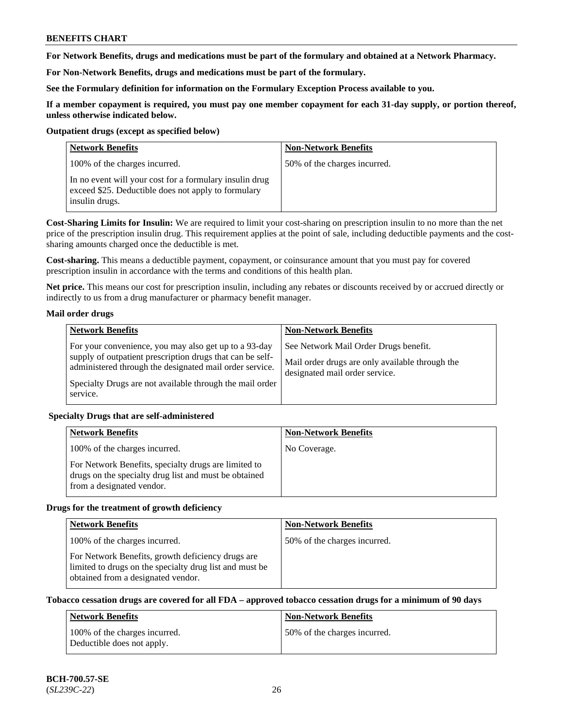**For Network Benefits, drugs and medications must be part of the formulary and obtained at a Network Pharmacy.**

**For Non-Network Benefits, drugs and medications must be part of the formulary.**

**See the Formulary definition for information on the Formulary Exception Process available to you.**

**If a member copayment is required, you must pay one member copayment for each 31-day supply, or portion thereof, unless otherwise indicated below.**

**Outpatient drugs (except as specified below)**

| Network Benefits | Non-Network Benefits |
|---|---|
| 100% of the charges incurred.<br><br>In no event will your cost for a formulary insulin drug exceed $25. Deductible does not apply to formulary insulin drugs. | 50% of the charges incurred. |

**Cost-Sharing Limits for Insulin:** We are required to limit your cost-sharing on prescription insulin to no more than the net price of the prescription insulin drug. This requirement applies at the point of sale, including deductible payments and the cost-sharing amounts charged once the deductible is met.

**Cost-sharing.** This means a deductible payment, copayment, or coinsurance amount that you must pay for covered prescription insulin in accordance with the terms and conditions of this health plan.

**Net price.** This means our cost for prescription insulin, including any rebates or discounts received by or accrued directly or indirectly to us from a drug manufacturer or pharmacy benefit manager.

**Mail order drugs**

| Network Benefits | Non-Network Benefits |
|---|---|
| For your convenience, you may also get up to a 93-day supply of outpatient prescription drugs that can be self-administered through the designated mail order service.<br><br>Specialty Drugs are not available through the mail order service. | See Network Mail Order Drugs benefit.<br><br>Mail order drugs are only available through the designated mail order service. |

**Specialty Drugs that are self-administered**

| Network Benefits | Non-Network Benefits |
|---|---|
| 100% of the charges incurred.<br><br>For Network Benefits, specialty drugs are limited to drugs on the specialty drug list and must be obtained from a designated vendor. | No Coverage. |

**Drugs for the treatment of growth deficiency**

| Network Benefits | Non-Network Benefits |
|---|---|
| 100% of the charges incurred.<br><br>For Network Benefits, growth deficiency drugs are limited to drugs on the specialty drug list and must be obtained from a designated vendor. | 50% of the charges incurred. |

**Tobacco cessation drugs are covered for all FDA – approved tobacco cessation drugs for a minimum of 90 days**

| Network Benefits | Non-Network Benefits |
|---|---|
| 100% of the charges incurred.<br>Deductible does not apply. | 50% of the charges incurred. |

**BCH-700.57-SE**
(*SL239C-22*)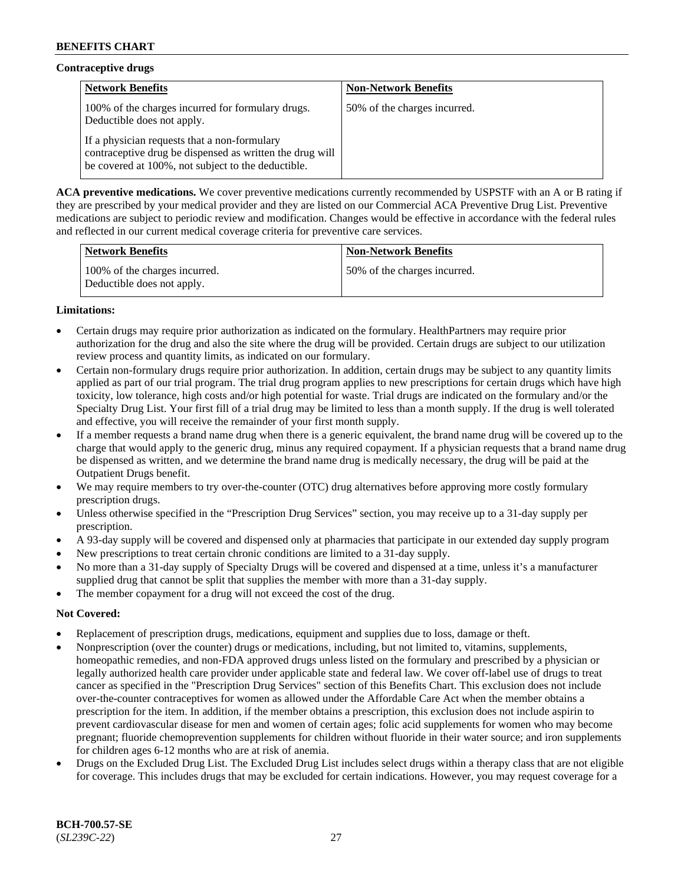**Contraceptive drugs**

| Network Benefits | Non-Network Benefits |
| --- | --- |
| 100% of the charges incurred for formulary drugs. Deductible does not apply.<br><br>If a physician requests that a non-formulary contraceptive drug be dispensed as written the drug will be covered at 100%, not subject to the deductible. | 50% of the charges incurred. |

**ACA preventive medications.** We cover preventive medications currently recommended by USPSTF with an A or B rating if they are prescribed by your medical provider and they are listed on our Commercial ACA Preventive Drug List. Preventive medications are subject to periodic review and modification. Changes would be effective in accordance with the federal rules and reflected in our current medical coverage criteria for preventive care services.

| Network Benefits | Non-Network Benefits |
| --- | --- |
| 100% of the charges incurred. Deductible does not apply. | 50% of the charges incurred. |

**Limitations:**

- Certain drugs may require prior authorization as indicated on the formulary. HealthPartners may require prior authorization for the drug and also the site where the drug will be provided. Certain drugs are subject to our utilization review process and quantity limits, as indicated on our formulary.
- Certain non-formulary drugs require prior authorization. In addition, certain drugs may be subject to any quantity limits applied as part of our trial program. The trial drug program applies to new prescriptions for certain drugs which have high toxicity, low tolerance, high costs and/or high potential for waste. Trial drugs are indicated on the formulary and/or the Specialty Drug List. Your first fill of a trial drug may be limited to less than a month supply. If the drug is well tolerated and effective, you will receive the remainder of your first month supply.
- If a member requests a brand name drug when there is a generic equivalent, the brand name drug will be covered up to the charge that would apply to the generic drug, minus any required copayment. If a physician requests that a brand name drug be dispensed as written, and we determine the brand name drug is medically necessary, the drug will be paid at the Outpatient Drugs benefit.
- We may require members to try over-the-counter (OTC) drug alternatives before approving more costly formulary prescription drugs.
- Unless otherwise specified in the "Prescription Drug Services" section, you may receive up to a 31-day supply per prescription.
- A 93-day supply will be covered and dispensed only at pharmacies that participate in our extended day supply program
- New prescriptions to treat certain chronic conditions are limited to a 31-day supply.
- No more than a 31-day supply of Specialty Drugs will be covered and dispensed at a time, unless it's a manufacturer supplied drug that cannot be split that supplies the member with more than a 31-day supply.
- The member copayment for a drug will not exceed the cost of the drug.

**Not Covered:**

- Replacement of prescription drugs, medications, equipment and supplies due to loss, damage or theft.
- Nonprescription (over the counter) drugs or medications, including, but not limited to, vitamins, supplements, homeopathic remedies, and non-FDA approved drugs unless listed on the formulary and prescribed by a physician or legally authorized health care provider under applicable state and federal law. We cover off-label use of drugs to treat cancer as specified in the "Prescription Drug Services" section of this Benefits Chart. This exclusion does not include over-the-counter contraceptives for women as allowed under the Affordable Care Act when the member obtains a prescription for the item. In addition, if the member obtains a prescription, this exclusion does not include aspirin to prevent cardiovascular disease for men and women of certain ages; folic acid supplements for women who may become pregnant; fluoride chemoprevention supplements for children without fluoride in their water source; and iron supplements for children ages 6-12 months who are at risk of anemia.
- Drugs on the Excluded Drug List. The Excluded Drug List includes select drugs within a therapy class that are not eligible for coverage. This includes drugs that may be excluded for certain indications. However, you may request coverage for a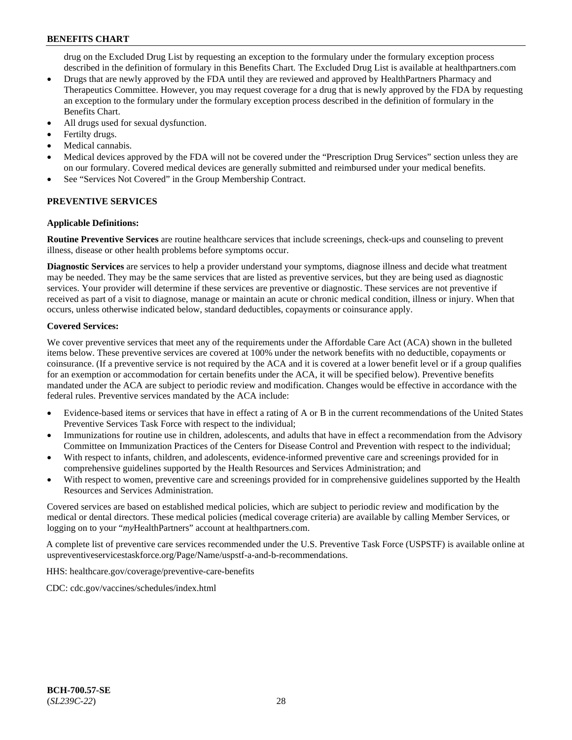drug on the Excluded Drug List by requesting an exception to the formulary under the formulary exception process described in the definition of formulary in this Benefits Chart. The Excluded Drug List is available at healthpartners.com

- Drugs that are newly approved by the FDA until they are reviewed and approved by HealthPartners Pharmacy and Therapeutics Committee. However, you may request coverage for a drug that is newly approved by the FDA by requesting an exception to the formulary under the formulary exception process described in the definition of formulary in the Benefits Chart.
- All drugs used for sexual dysfunction.
- Fertilty drugs.
- Medical cannabis.
- Medical devices approved by the FDA will not be covered under the "Prescription Drug Services" section unless they are on our formulary. Covered medical devices are generally submitted and reimbursed under your medical benefits.
- See "Services Not Covered" in the Group Membership Contract.

## PREVENTIVE SERVICES

**Applicable Definitions:**

**Routine Preventive Services** are routine healthcare services that include screenings, check-ups and counseling to prevent illness, disease or other health problems before symptoms occur.

**Diagnostic Services** are services to help a provider understand your symptoms, diagnose illness and decide what treatment may be needed. They may be the same services that are listed as preventive services, but they are being used as diagnostic services. Your provider will determine if these services are preventive or diagnostic. These services are not preventive if received as part of a visit to diagnose, manage or maintain an acute or chronic medical condition, illness or injury. When that occurs, unless otherwise indicated below, standard deductibles, copayments or coinsurance apply.

**Covered Services:**

We cover preventive services that meet any of the requirements under the Affordable Care Act (ACA) shown in the bulleted items below. These preventive services are covered at 100% under the network benefits with no deductible, copayments or coinsurance. (If a preventive service is not required by the ACA and it is covered at a lower benefit level or if a group qualifies for an exemption or accommodation for certain benefits under the ACA, it will be specified below). Preventive benefits mandated under the ACA are subject to periodic review and modification. Changes would be effective in accordance with the federal rules. Preventive services mandated by the ACA include:

- Evidence-based items or services that have in effect a rating of A or B in the current recommendations of the United States Preventive Services Task Force with respect to the individual;
- Immunizations for routine use in children, adolescents, and adults that have in effect a recommendation from the Advisory Committee on Immunization Practices of the Centers for Disease Control and Prevention with respect to the individual;
- With respect to infants, children, and adolescents, evidence-informed preventive care and screenings provided for in comprehensive guidelines supported by the Health Resources and Services Administration; and
- With respect to women, preventive care and screenings provided for in comprehensive guidelines supported by the Health Resources and Services Administration.

Covered services are based on established medical policies, which are subject to periodic review and modification by the medical or dental directors. These medical policies (medical coverage criteria) are available by calling Member Services, or logging on to your "*my*HealthPartners" account at healthpartners.com.

A complete list of preventive care services recommended under the U.S. Preventive Task Force (USPSTF) is available online at uspreventiveservicestaskforce.org/Page/Name/uspstf-a-and-b-recommendations.

HHS: healthcare.gov/coverage/preventive-care-benefits

CDC: cdc.gov/vaccines/schedules/index.html

**BCH-700.57-SE**
(*SL239C-22*)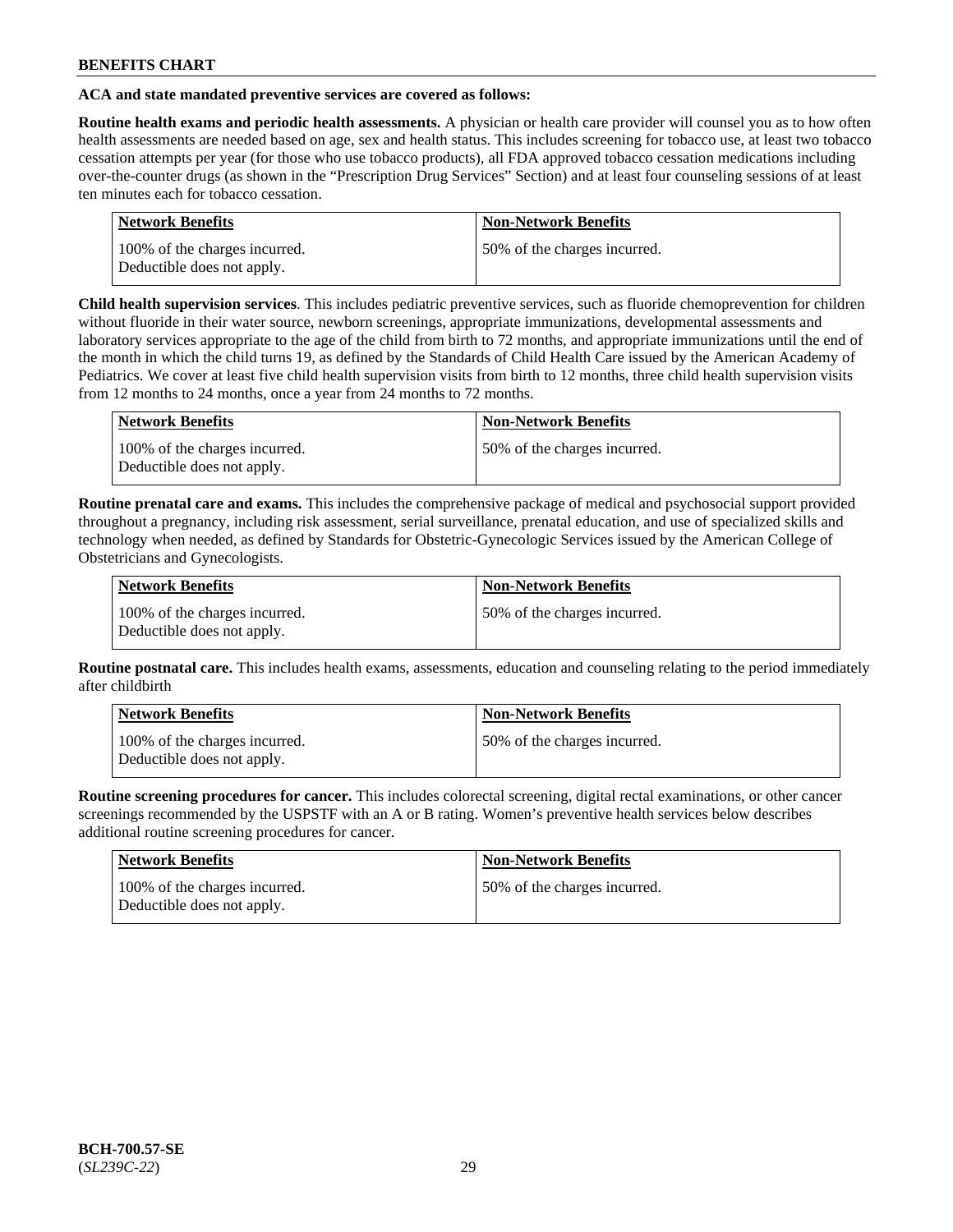**ACA and state mandated preventive services are covered as follows:**

**Routine health exams and periodic health assessments.** A physician or health care provider will counsel you as to how often health assessments are needed based on age, sex and health status. This includes screening for tobacco use, at least two tobacco cessation attempts per year (for those who use tobacco products), all FDA approved tobacco cessation medications including over-the-counter drugs (as shown in the "Prescription Drug Services" Section) and at least four counseling sessions of at least ten minutes each for tobacco cessation.

| Network Benefits | Non-Network Benefits |
| --- | --- |
| 100% of the charges incurred. Deductible does not apply. | 50% of the charges incurred. |

**Child health supervision services**. This includes pediatric preventive services, such as fluoride chemoprevention for children without fluoride in their water source, newborn screenings, appropriate immunizations, developmental assessments and laboratory services appropriate to the age of the child from birth to 72 months, and appropriate immunizations until the end of the month in which the child turns 19, as defined by the Standards of Child Health Care issued by the American Academy of Pediatrics. We cover at least five child health supervision visits from birth to 12 months, three child health supervision visits from 12 months to 24 months, once a year from 24 months to 72 months.

| Network Benefits | Non-Network Benefits |
| --- | --- |
| 100% of the charges incurred. Deductible does not apply. | 50% of the charges incurred. |

**Routine prenatal care and exams.** This includes the comprehensive package of medical and psychosocial support provided throughout a pregnancy, including risk assessment, serial surveillance, prenatal education, and use of specialized skills and technology when needed, as defined by Standards for Obstetric-Gynecologic Services issued by the American College of Obstetricians and Gynecologists.

| Network Benefits | Non-Network Benefits |
| --- | --- |
| 100% of the charges incurred. Deductible does not apply. | 50% of the charges incurred. |

**Routine postnatal care.** This includes health exams, assessments, education and counseling relating to the period immediately after childbirth

| Network Benefits | Non-Network Benefits |
| --- | --- |
| 100% of the charges incurred. Deductible does not apply. | 50% of the charges incurred. |

**Routine screening procedures for cancer.** This includes colorectal screening, digital rectal examinations, or other cancer screenings recommended by the USPSTF with an A or B rating. Women's preventive health services below describes additional routine screening procedures for cancer.

| Network Benefits | Non-Network Benefits |
| --- | --- |
| 100% of the charges incurred. Deductible does not apply. | 50% of the charges incurred. |

BCH-700.57-SE
(*SL239C-22*)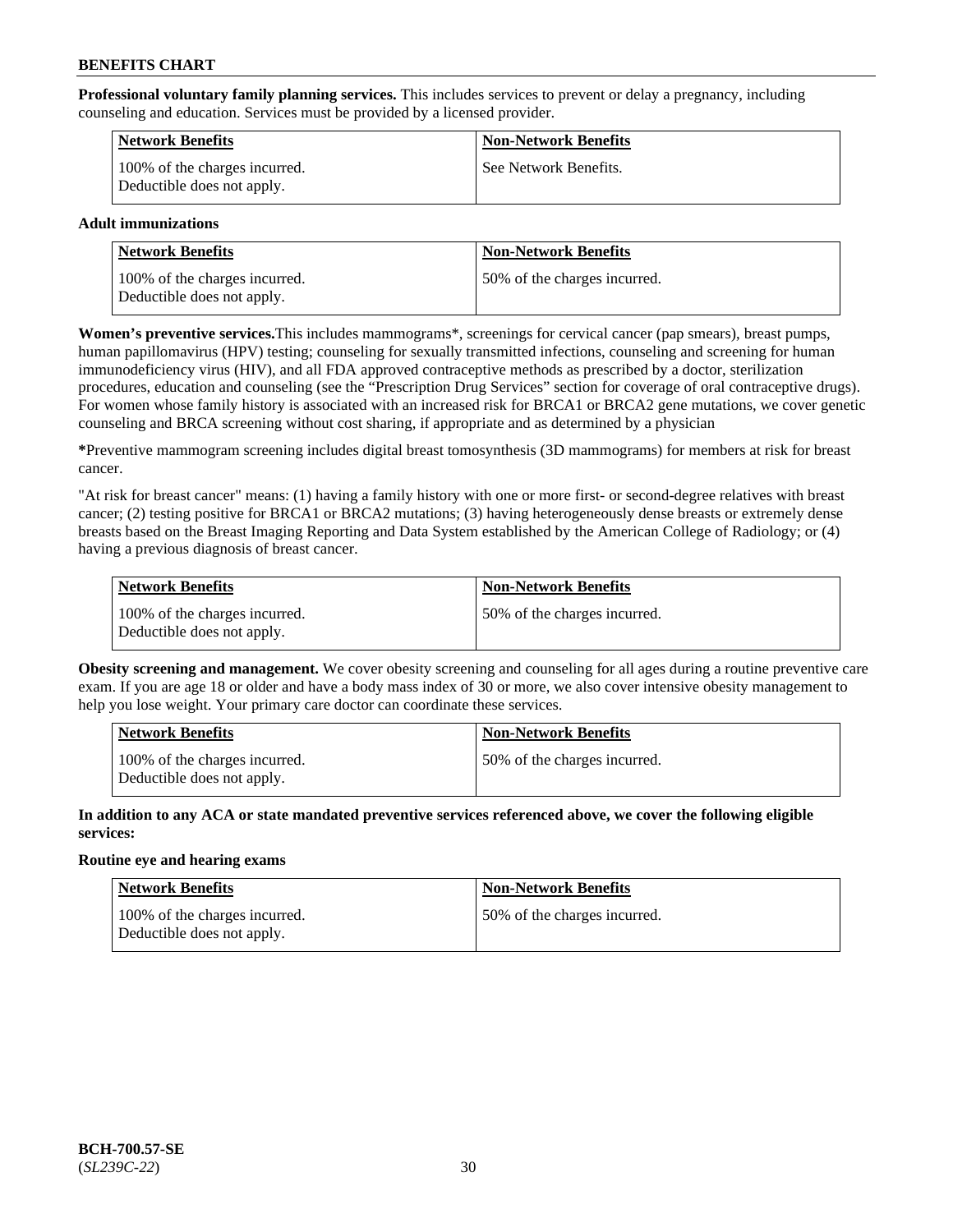**Professional voluntary family planning services.** This includes services to prevent or delay a pregnancy, including counseling and education. Services must be provided by a licensed provider.

| Network Benefits | Non-Network Benefits |
|---|---|
| 100% of the charges incurred. Deductible does not apply. | See Network Benefits. |

**Adult immunizations**

| Network Benefits | Non-Network Benefits |
|---|---|
| 100% of the charges incurred. Deductible does not apply. | 50% of the charges incurred. |

**Women's preventive services.**This includes mammograms*, screenings for cervical cancer (pap smears), breast pumps, human papillomavirus (HPV) testing; counseling for sexually transmitted infections, counseling and screening for human immunodeficiency virus (HIV), and all FDA approved contraceptive methods as prescribed by a doctor, sterilization procedures, education and counseling (see the "Prescription Drug Services" section for coverage of oral contraceptive drugs). For women whose family history is associated with an increased risk for BRCA1 or BRCA2 gene mutations, we cover genetic counseling and BRCA screening without cost sharing, if appropriate and as determined by a physician

***Preventive mammogram screening includes digital breast tomosynthesis (3D mammograms) for members at risk for breast cancer.

"At risk for breast cancer" means: (1) having a family history with one or more first- or second-degree relatives with breast cancer; (2) testing positive for BRCA1 or BRCA2 mutations; (3) having heterogeneously dense breasts or extremely dense breasts based on the Breast Imaging Reporting and Data System established by the American College of Radiology; or (4) having a previous diagnosis of breast cancer.

| Network Benefits | Non-Network Benefits |
|---|---|
| 100% of the charges incurred. Deductible does not apply. | 50% of the charges incurred. |

**Obesity screening and management.** We cover obesity screening and counseling for all ages during a routine preventive care exam. If you are age 18 or older and have a body mass index of 30 or more, we also cover intensive obesity management to help you lose weight. Your primary care doctor can coordinate these services.

| Network Benefits | Non-Network Benefits |
|---|---|
| 100% of the charges incurred. Deductible does not apply. | 50% of the charges incurred. |

**In addition to any ACA or state mandated preventive services referenced above, we cover the following eligible services:**

**Routine eye and hearing exams**

| Network Benefits | Non-Network Benefits |
|---|---|
| 100% of the charges incurred. Deductible does not apply. | 50% of the charges incurred. |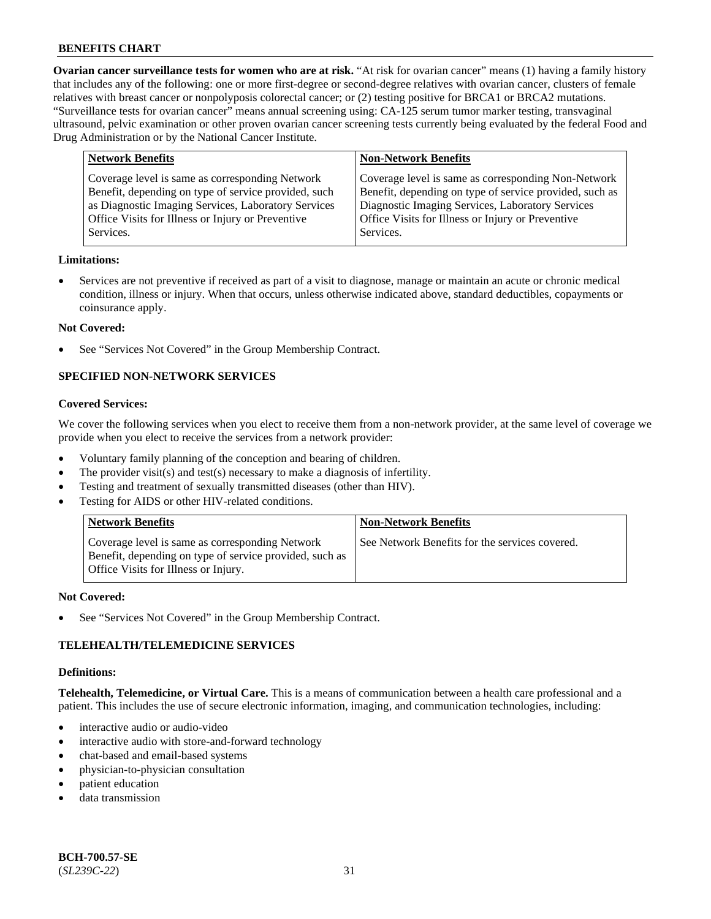**Ovarian cancer surveillance tests for women who are at risk.** "At risk for ovarian cancer" means (1) having a family history that includes any of the following: one or more first-degree or second-degree relatives with ovarian cancer, clusters of female relatives with breast cancer or nonpolyposis colorectal cancer; or (2) testing positive for BRCA1 or BRCA2 mutations. "Surveillance tests for ovarian cancer" means annual screening using: CA-125 serum tumor marker testing, transvaginal ultrasound, pelvic examination or other proven ovarian cancer screening tests currently being evaluated by the federal Food and Drug Administration or by the National Cancer Institute.

| Network Benefits | Non-Network Benefits |
|---|---|
| Coverage level is same as corresponding Network Benefit, depending on type of service provided, such as Diagnostic Imaging Services, Laboratory Services Office Visits for Illness or Injury or Preventive Services. | Coverage level is same as corresponding Non-Network Benefit, depending on type of service provided, such as Diagnostic Imaging Services, Laboratory Services Office Visits for Illness or Injury or Preventive Services. |

**Limitations:**

- Services are not preventive if received as part of a visit to diagnose, manage or maintain an acute or chronic medical condition, illness or injury. When that occurs, unless otherwise indicated above, standard deductibles, copayments or coinsurance apply.

**Not Covered:**

- See "Services Not Covered" in the Group Membership Contract.

### SPECIFIED NON-NETWORK SERVICES

**Covered Services:**

We cover the following services when you elect to receive them from a non-network provider, at the same level of coverage we provide when you elect to receive the services from a network provider:

- Voluntary family planning of the conception and bearing of children.
- The provider visit(s) and test(s) necessary to make a diagnosis of infertility.
- Testing and treatment of sexually transmitted diseases (other than HIV).
- Testing for AIDS or other HIV-related conditions.

| Network Benefits | Non-Network Benefits |
|---|---|
| Coverage level is same as corresponding Network Benefit, depending on type of service provided, such as Office Visits for Illness or Injury. | See Network Benefits for the services covered. |

**Not Covered:**

- See "Services Not Covered" in the Group Membership Contract.

### TELEHEALTH/TELEMEDICINE SERVICES

**Definitions:**

**Telehealth, Telemedicine, or Virtual Care.** This is a means of communication between a health care professional and a patient. This includes the use of secure electronic information, imaging, and communication technologies, including:

- interactive audio or audio-video
- interactive audio with store-and-forward technology
- chat-based and email-based systems
- physician-to-physician consultation
- patient education
- data transmission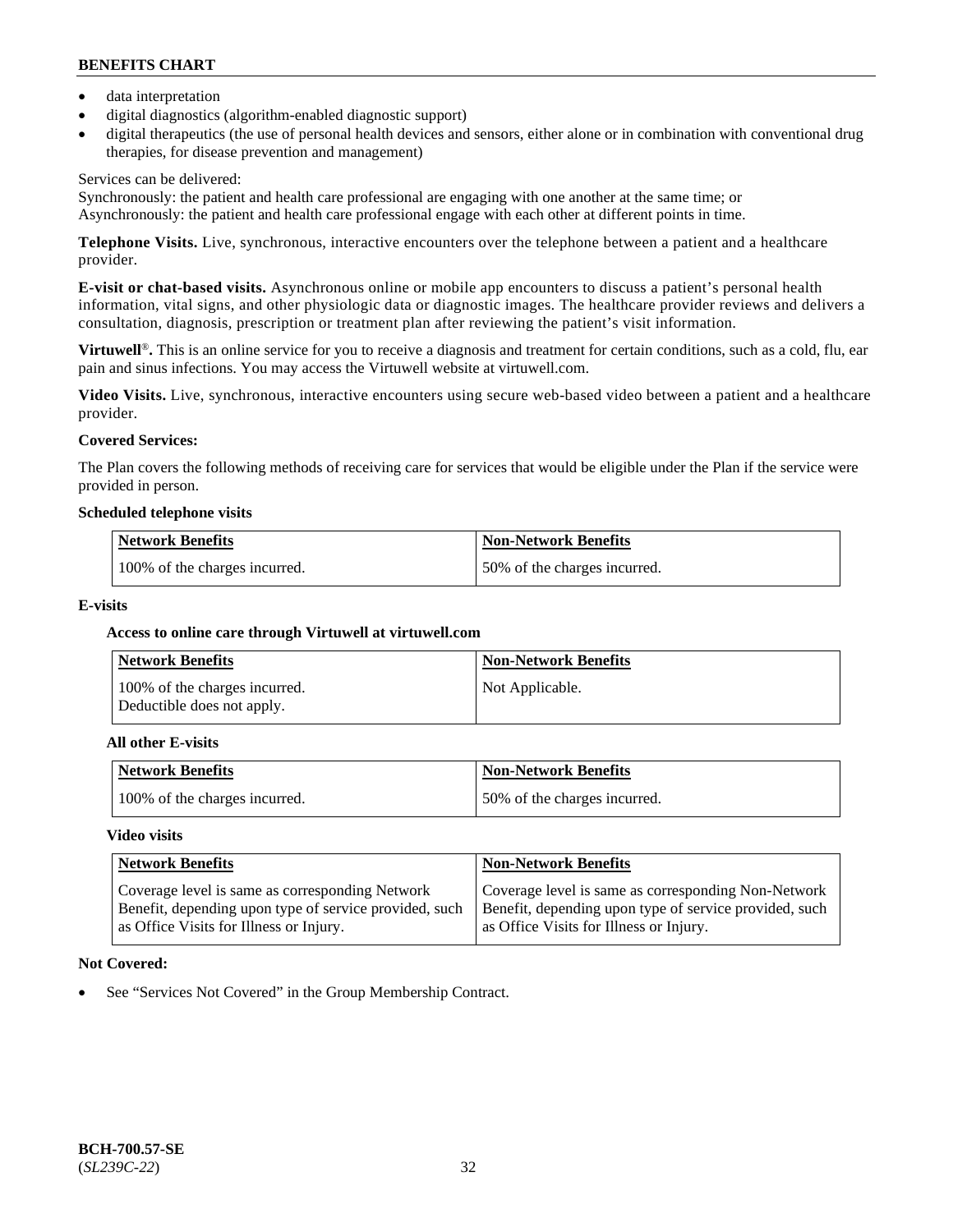- data interpretation
- digital diagnostics (algorithm-enabled diagnostic support)
- digital therapeutics (the use of personal health devices and sensors, either alone or in combination with conventional drug therapies, for disease prevention and management)

Services can be delivered:
Synchronously: the patient and health care professional are engaging with one another at the same time; or
Asynchronously: the patient and health care professional engage with each other at different points in time.

**Telephone Visits.** Live, synchronous, interactive encounters over the telephone between a patient and a healthcare provider.

**E-visit or chat-based visits.** Asynchronous online or mobile app encounters to discuss a patient's personal health information, vital signs, and other physiologic data or diagnostic images. The healthcare provider reviews and delivers a consultation, diagnosis, prescription or treatment plan after reviewing the patient's visit information.

**Virtuwell®.** This is an online service for you to receive a diagnosis and treatment for certain conditions, such as a cold, flu, ear pain and sinus infections. You may access the Virtuwell website at virtuwell.com.

**Video Visits.** Live, synchronous, interactive encounters using secure web-based video between a patient and a healthcare provider.

**Covered Services:**

The Plan covers the following methods of receiving care for services that would be eligible under the Plan if the service were provided in person.

**Scheduled telephone visits**

| Network Benefits | Non-Network Benefits |
|---|---|
| 100% of the charges incurred. | 50% of the charges incurred. |

**E-visits**

**Access to online care through Virtuwell at virtuwell.com**

| Network Benefits | Non-Network Benefits |
|---|---|
| 100% of the charges incurred. Deductible does not apply. | Not Applicable. |

**All other E-visits**

| Network Benefits | Non-Network Benefits |
|---|---|
| 100% of the charges incurred. | 50% of the charges incurred. |

**Video visits**

| Network Benefits | Non-Network Benefits |
|---|---|
| Coverage level is same as corresponding Network Benefit, depending upon type of service provided, such as Office Visits for Illness or Injury. | Coverage level is same as corresponding Non-Network Benefit, depending upon type of service provided, such as Office Visits for Illness or Injury. |

**Not Covered:**

- See "Services Not Covered" in the Group Membership Contract.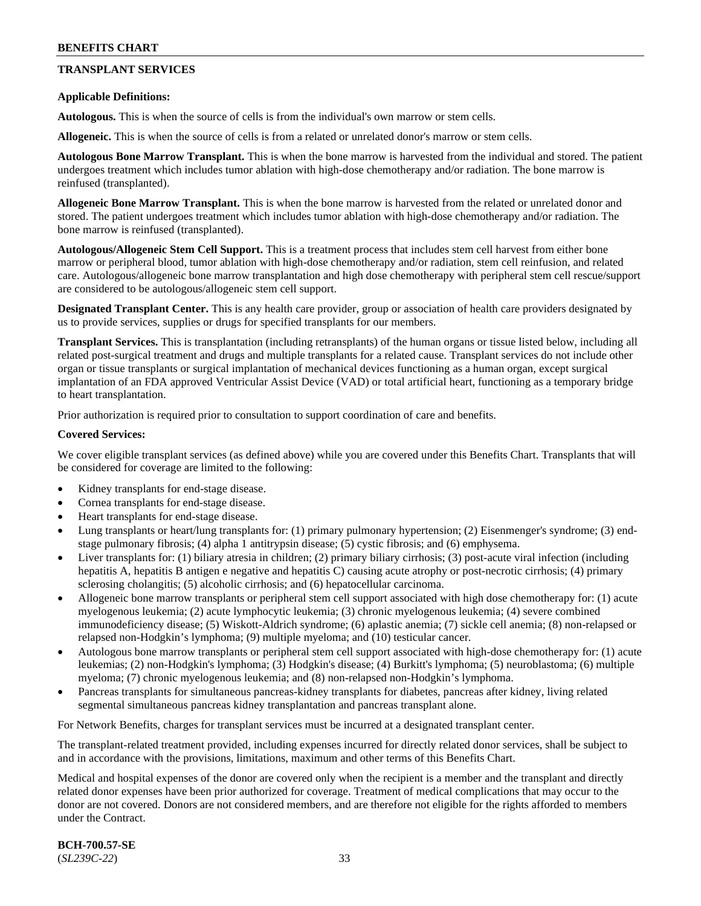## TRANSPLANT SERVICES

**Applicable Definitions:**

**Autologous.** This is when the source of cells is from the individual's own marrow or stem cells.

**Allogeneic.** This is when the source of cells is from a related or unrelated donor's marrow or stem cells.

**Autologous Bone Marrow Transplant.** This is when the bone marrow is harvested from the individual and stored. The patient undergoes treatment which includes tumor ablation with high-dose chemotherapy and/or radiation. The bone marrow is reinfused (transplanted).

**Allogeneic Bone Marrow Transplant.** This is when the bone marrow is harvested from the related or unrelated donor and stored. The patient undergoes treatment which includes tumor ablation with high-dose chemotherapy and/or radiation. The bone marrow is reinfused (transplanted).

**Autologous/Allogeneic Stem Cell Support.** This is a treatment process that includes stem cell harvest from either bone marrow or peripheral blood, tumor ablation with high-dose chemotherapy and/or radiation, stem cell reinfusion, and related care. Autologous/allogeneic bone marrow transplantation and high dose chemotherapy with peripheral stem cell rescue/support are considered to be autologous/allogeneic stem cell support.

**Designated Transplant Center.** This is any health care provider, group or association of health care providers designated by us to provide services, supplies or drugs for specified transplants for our members.

**Transplant Services.** This is transplantation (including retransplants) of the human organs or tissue listed below, including all related post-surgical treatment and drugs and multiple transplants for a related cause. Transplant services do not include other organ or tissue transplants or surgical implantation of mechanical devices functioning as a human organ, except surgical implantation of an FDA approved Ventricular Assist Device (VAD) or total artificial heart, functioning as a temporary bridge to heart transplantation.

Prior authorization is required prior to consultation to support coordination of care and benefits.

**Covered Services:**

We cover eligible transplant services (as defined above) while you are covered under this Benefits Chart. Transplants that will be considered for coverage are limited to the following:

- Kidney transplants for end-stage disease.
- Cornea transplants for end-stage disease.
- Heart transplants for end-stage disease.
- Lung transplants or heart/lung transplants for: (1) primary pulmonary hypertension; (2) Eisenmenger's syndrome; (3) end-stage pulmonary fibrosis; (4) alpha 1 antitrypsin disease; (5) cystic fibrosis; and (6) emphysema.
- Liver transplants for: (1) biliary atresia in children; (2) primary biliary cirrhosis; (3) post-acute viral infection (including hepatitis A, hepatitis B antigen e negative and hepatitis C) causing acute atrophy or post-necrotic cirrhosis; (4) primary sclerosing cholangitis; (5) alcoholic cirrhosis; and (6) hepatocellular carcinoma.
- Allogeneic bone marrow transplants or peripheral stem cell support associated with high dose chemotherapy for: (1) acute myelogenous leukemia; (2) acute lymphocytic leukemia; (3) chronic myelogenous leukemia; (4) severe combined immunodeficiency disease; (5) Wiskott-Aldrich syndrome; (6) aplastic anemia; (7) sickle cell anemia; (8) non-relapsed or relapsed non-Hodgkin's lymphoma; (9) multiple myeloma; and (10) testicular cancer.
- Autologous bone marrow transplants or peripheral stem cell support associated with high-dose chemotherapy for: (1) acute leukemias; (2) non-Hodgkin's lymphoma; (3) Hodgkin's disease; (4) Burkitt's lymphoma; (5) neuroblastoma; (6) multiple myeloma; (7) chronic myelogenous leukemia; and (8) non-relapsed non-Hodgkin's lymphoma.
- Pancreas transplants for simultaneous pancreas-kidney transplants for diabetes, pancreas after kidney, living related segmental simultaneous pancreas kidney transplantation and pancreas transplant alone.

For Network Benefits, charges for transplant services must be incurred at a designated transplant center.

The transplant-related treatment provided, including expenses incurred for directly related donor services, shall be subject to and in accordance with the provisions, limitations, maximum and other terms of this Benefits Chart.

Medical and hospital expenses of the donor are covered only when the recipient is a member and the transplant and directly related donor expenses have been prior authorized for coverage. Treatment of medical complications that may occur to the donor are not covered. Donors are not considered members, and are therefore not eligible for the rights afforded to members under the Contract.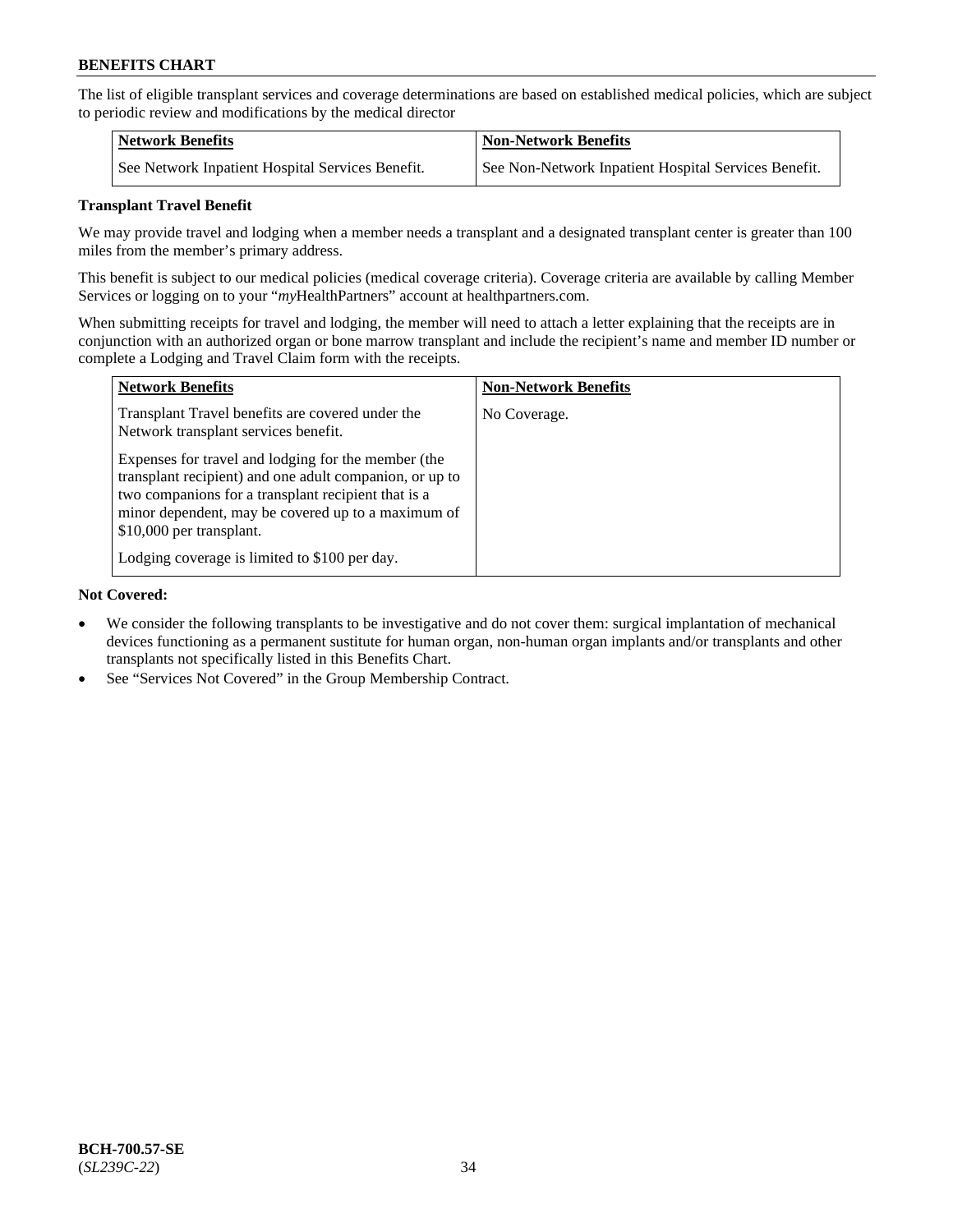The list of eligible transplant services and coverage determinations are based on established medical policies, which are subject to periodic review and modifications by the medical director

| Network Benefits | Non-Network Benefits |
| --- | --- |
| See Network Inpatient Hospital Services Benefit. | See Non-Network Inpatient Hospital Services Benefit. |

**Transplant Travel Benefit**

We may provide travel and lodging when a member needs a transplant and a designated transplant center is greater than 100 miles from the member's primary address.

This benefit is subject to our medical policies (medical coverage criteria). Coverage criteria are available by calling Member Services or logging on to your "*my*HealthPartners" account at healthpartners.com.

When submitting receipts for travel and lodging, the member will need to attach a letter explaining that the receipts are in conjunction with an authorized organ or bone marrow transplant and include the recipient's name and member ID number or complete a Lodging and Travel Claim form with the receipts.

| Network Benefits | Non-Network Benefits |
| --- | --- |
| Transplant Travel benefits are covered under the Network transplant services benefit.<br><br>Expenses for travel and lodging for the member (the transplant recipient) and one adult companion, or up to two companions for a transplant recipient that is a minor dependent, may be covered up to a maximum of $10,000 per transplant.<br><br>Lodging coverage is limited to $100 per day. | No Coverage. |

**Not Covered:**

- We consider the following transplants to be investigative and do not cover them: surgical implantation of mechanical devices functioning as a permanent sustitute for human organ, non-human organ implants and/or transplants and other transplants not specifically listed in this Benefits Chart.
- See "Services Not Covered" in the Group Membership Contract.